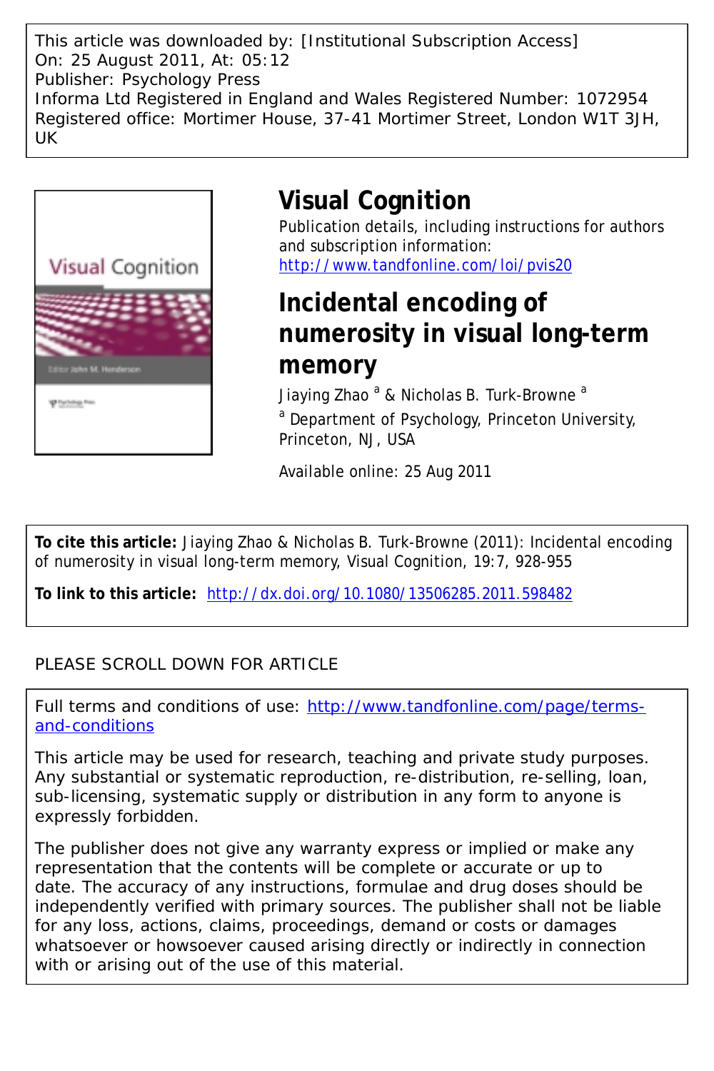This article was downloaded by: [Institutional Subscription Access]
On: 25 August 2011, At: 05:12
Publisher: Psychology Press
Informa Ltd Registered in England and Wales Registered Number: 1072954
Registered office: Mortimer House, 37-41 Mortimer Street, London W1T 3JH, UK

# Visual Cognition

Publication details, including instructions for authors and subscription information:
http://www.tandfonline.com/loi/pvis20

# Incidental encoding of numerosity in visual long-term memory

Jiaying Zhao [a] & Nicholas B. Turk-Browne [a]

[a] Department of Psychology, Princeton University, Princeton, NJ, USA

Available online: 25 Aug 2011

**To cite this article:** Jiaying Zhao & Nicholas B. Turk-Browne (2011): Incidental encoding of numerosity in visual long-term memory, Visual Cognition, 19:7, 928-955

**To link to this article:** http://dx.doi.org/10.1080/13506285.2011.598482

PLEASE SCROLL DOWN FOR ARTICLE

Full terms and conditions of use: http://www.tandfonline.com/page/terms-and-conditions

This article may be used for research, teaching and private study purposes. Any substantial or systematic reproduction, re-distribution, re-selling, loan, sub-licensing, systematic supply or distribution in any form to anyone is expressly forbidden.

The publisher does not give any warranty express or implied or make any representation that the contents will be complete or accurate or up to date. The accuracy of any instructions, formulae and drug doses should be independently verified with primary sources. The publisher shall not be liable for any loss, actions, claims, proceedings, demand or costs or damages whatsoever or howsoever caused arising directly or indirectly in connection with or arising out of the use of this material.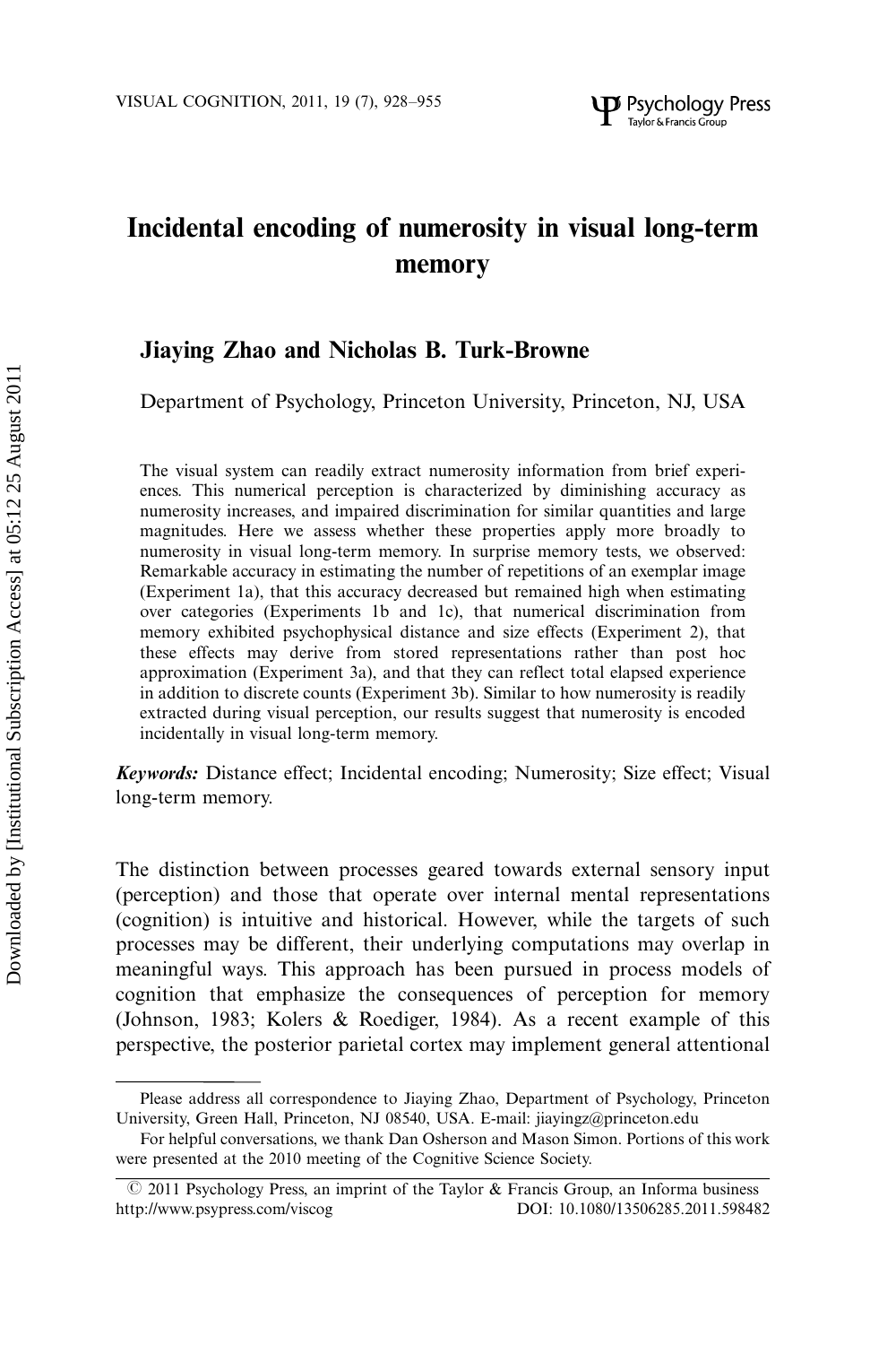# Incidental encoding of numerosity in visual long-term memory

## Jiaying Zhao and Nicholas B. Turk-Browne

Department of Psychology, Princeton University, Princeton, NJ, USA

The visual system can readily extract numerosity information from brief experiences. This numerical perception is characterized by diminishing accuracy as numerosity increases, and impaired discrimination for similar quantities and large magnitudes. Here we assess whether these properties apply more broadly to numerosity in visual long-term memory. In surprise memory tests, we observed: Remarkable accuracy in estimating the number of repetitions of an exemplar image (Experiment 1a), that this accuracy decreased but remained high when estimating over categories (Experiments 1b and 1c), that numerical discrimination from memory exhibited psychophysical distance and size effects (Experiment 2), that these effects may derive from stored representations rather than post hoc approximation (Experiment 3a), and that they can reflect total elapsed experience in addition to discrete counts (Experiment 3b). Similar to how numerosity is readily extracted during visual perception, our results suggest that numerosity is encoded incidentally in visual long-term memory.

***Keywords:*** Distance effect; Incidental encoding; Numerosity; Size effect; Visual long-term memory.

The distinction between processes geared towards external sensory input (perception) and those that operate over internal mental representations (cognition) is intuitive and historical. However, while the targets of such processes may be different, their underlying computations may overlap in meaningful ways. This approach has been pursued in process models of cognition that emphasize the consequences of perception for memory (Johnson, 1983; Kolers & Roediger, 1984). As a recent example of this perspective, the posterior parietal cortex may implement general attentional

---

Please address all correspondence to Jiaying Zhao, Department of Psychology, Princeton University, Green Hall, Princeton, NJ 08540, USA. E-mail: jiayingz@princeton.edu

For helpful conversations, we thank Dan Osherson and Mason Simon. Portions of this work were presented at the 2010 meeting of the Cognitive Science Society.

© 2011 Psychology Press, an imprint of the Taylor & Francis Group, an Informa business
http://www.psypress.com/viscog DOI: 10.1080/13506285.2011.598482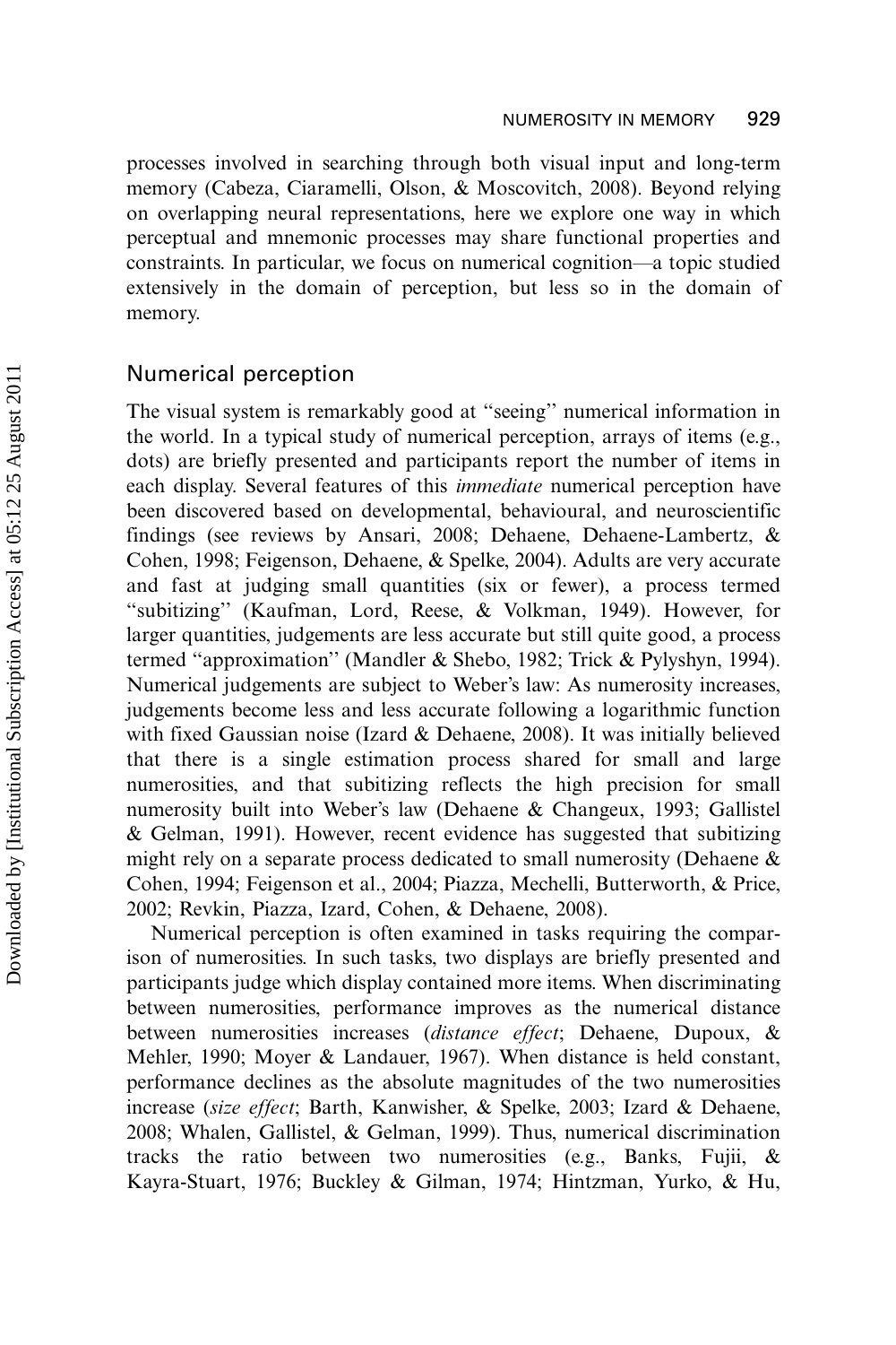processes involved in searching through both visual input and long-term memory (Cabeza, Ciaramelli, Olson, & Moscovitch, 2008). Beyond relying on overlapping neural representations, here we explore one way in which perceptual and mnemonic processes may share functional properties and constraints. In particular, we focus on numerical cognition—a topic studied extensively in the domain of perception, but less so in the domain of memory.

## Numerical perception

The visual system is remarkably good at "seeing" numerical information in the world. In a typical study of numerical perception, arrays of items (e.g., dots) are briefly presented and participants report the number of items in each display. Several features of this *immediate* numerical perception have been discovered based on developmental, behavioural, and neuroscientific findings (see reviews by Ansari, 2008; Dehaene, Dehaene-Lambertz, & Cohen, 1998; Feigenson, Dehaene, & Spelke, 2004). Adults are very accurate and fast at judging small quantities (six or fewer), a process termed "subitizing" (Kaufman, Lord, Reese, & Volkman, 1949). However, for larger quantities, judgements are less accurate but still quite good, a process termed "approximation" (Mandler & Shebo, 1982; Trick & Pylyshyn, 1994). Numerical judgements are subject to Weber's law: As numerosity increases, judgements become less and less accurate following a logarithmic function with fixed Gaussian noise (Izard & Dehaene, 2008). It was initially believed that there is a single estimation process shared for small and large numerosities, and that subitizing reflects the high precision for small numerosity built into Weber's law (Dehaene & Changeux, 1993; Gallistel & Gelman, 1991). However, recent evidence has suggested that subitizing might rely on a separate process dedicated to small numerosity (Dehaene & Cohen, 1994; Feigenson et al., 2004; Piazza, Mechelli, Butterworth, & Price, 2002; Revkin, Piazza, Izard, Cohen, & Dehaene, 2008).

Numerical perception is often examined in tasks requiring the comparison of numerosities. In such tasks, two displays are briefly presented and participants judge which display contained more items. When discriminating between numerosities, performance improves as the numerical distance between numerosities increases (*distance effect*; Dehaene, Dupoux, & Mehler, 1990; Moyer & Landauer, 1967). When distance is held constant, performance declines as the absolute magnitudes of the two numerosities increase (*size effect*; Barth, Kanwisher, & Spelke, 2003; Izard & Dehaene, 2008; Whalen, Gallistel, & Gelman, 1999). Thus, numerical discrimination tracks the ratio between two numerosities (e.g., Banks, Fujii, & Kayra-Stuart, 1976; Buckley & Gilman, 1974; Hintzman, Yurko, & Hu,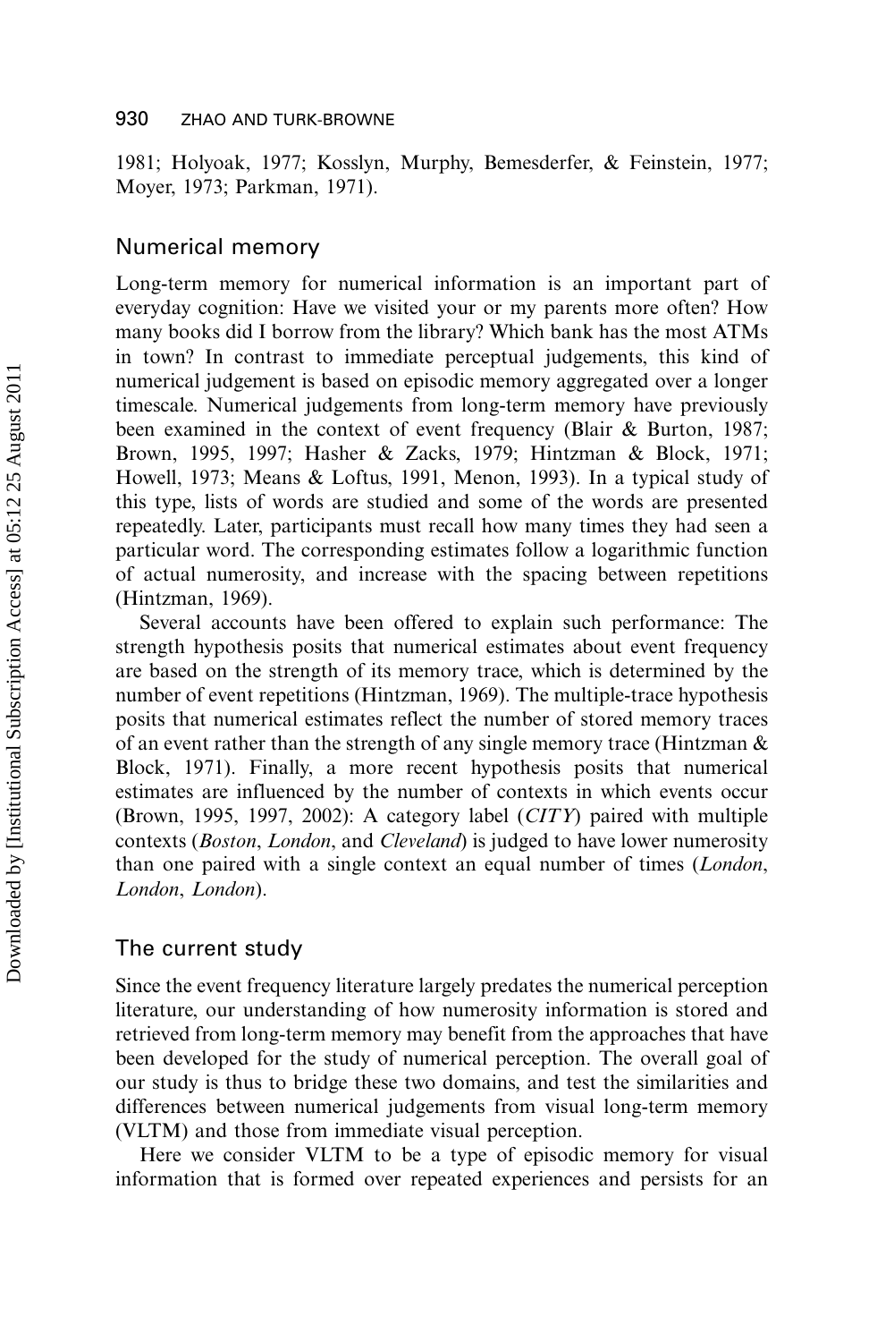1981; Holyoak, 1977; Kosslyn, Murphy, Bemesderfer, & Feinstein, 1977; Moyer, 1973; Parkman, 1971).

## Numerical memory

Long-term memory for numerical information is an important part of everyday cognition: Have we visited your or my parents more often? How many books did I borrow from the library? Which bank has the most ATMs in town? In contrast to immediate perceptual judgements, this kind of numerical judgement is based on episodic memory aggregated over a longer timescale. Numerical judgements from long-term memory have previously been examined in the context of event frequency (Blair & Burton, 1987; Brown, 1995, 1997; Hasher & Zacks, 1979; Hintzman & Block, 1971; Howell, 1973; Means & Loftus, 1991, Menon, 1993). In a typical study of this type, lists of words are studied and some of the words are presented repeatedly. Later, participants must recall how many times they had seen a particular word. The corresponding estimates follow a logarithmic function of actual numerosity, and increase with the spacing between repetitions (Hintzman, 1969).

Several accounts have been offered to explain such performance: The strength hypothesis posits that numerical estimates about event frequency are based on the strength of its memory trace, which is determined by the number of event repetitions (Hintzman, 1969). The multiple-trace hypothesis posits that numerical estimates reflect the number of stored memory traces of an event rather than the strength of any single memory trace (Hintzman & Block, 1971). Finally, a more recent hypothesis posits that numerical estimates are influenced by the number of contexts in which events occur (Brown, 1995, 1997, 2002): A category label (*CITY*) paired with multiple contexts (*Boston*, *London*, and *Cleveland*) is judged to have lower numerosity than one paired with a single context an equal number of times (*London*, *London*, *London*).

## The current study

Since the event frequency literature largely predates the numerical perception literature, our understanding of how numerosity information is stored and retrieved from long-term memory may benefit from the approaches that have been developed for the study of numerical perception. The overall goal of our study is thus to bridge these two domains, and test the similarities and differences between numerical judgements from visual long-term memory (VLTM) and those from immediate visual perception.

Here we consider VLTM to be a type of episodic memory for visual information that is formed over repeated experiences and persists for an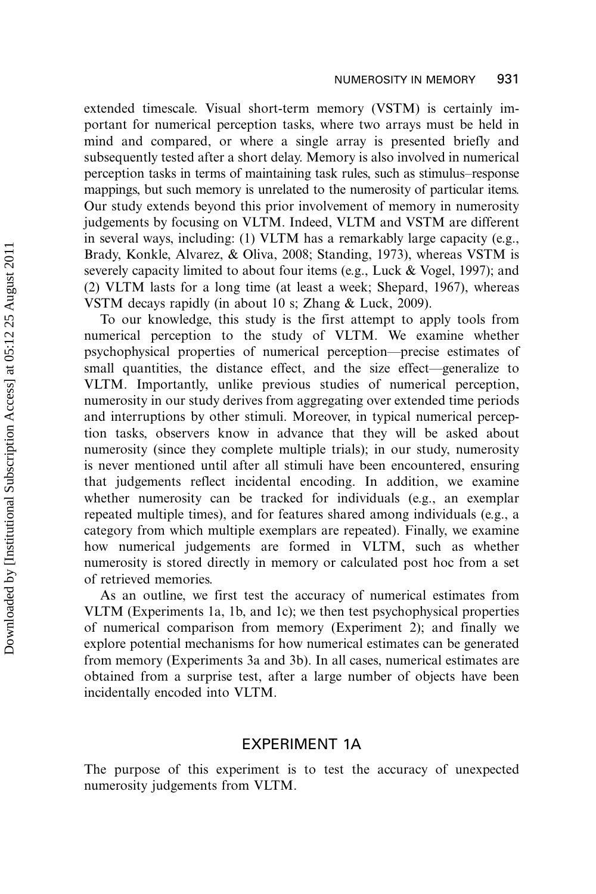extended timescale. Visual short-term memory (VSTM) is certainly important for numerical perception tasks, where two arrays must be held in mind and compared, or where a single array is presented briefly and subsequently tested after a short delay. Memory is also involved in numerical perception tasks in terms of maintaining task rules, such as stimulus–response mappings, but such memory is unrelated to the numerosity of particular items. Our study extends beyond this prior involvement of memory in numerosity judgements by focusing on VLTM. Indeed, VLTM and VSTM are different in several ways, including: (1) VLTM has a remarkably large capacity (e.g., Brady, Konkle, Alvarez, & Oliva, 2008; Standing, 1973), whereas VSTM is severely capacity limited to about four items (e.g., Luck & Vogel, 1997); and (2) VLTM lasts for a long time (at least a week; Shepard, 1967), whereas VSTM decays rapidly (in about 10 s; Zhang & Luck, 2009).

To our knowledge, this study is the first attempt to apply tools from numerical perception to the study of VLTM. We examine whether psychophysical properties of numerical perception—precise estimates of small quantities, the distance effect, and the size effect—generalize to VLTM. Importantly, unlike previous studies of numerical perception, numerosity in our study derives from aggregating over extended time periods and interruptions by other stimuli. Moreover, in typical numerical perception tasks, observers know in advance that they will be asked about numerosity (since they complete multiple trials); in our study, numerosity is never mentioned until after all stimuli have been encountered, ensuring that judgements reflect incidental encoding. In addition, we examine whether numerosity can be tracked for individuals (e.g., an exemplar repeated multiple times), and for features shared among individuals (e.g., a category from which multiple exemplars are repeated). Finally, we examine how numerical judgements are formed in VLTM, such as whether numerosity is stored directly in memory or calculated post hoc from a set of retrieved memories.

As an outline, we first test the accuracy of numerical estimates from VLTM (Experiments 1a, 1b, and 1c); we then test psychophysical properties of numerical comparison from memory (Experiment 2); and finally we explore potential mechanisms for how numerical estimates can be generated from memory (Experiments 3a and 3b). In all cases, numerical estimates are obtained from a surprise test, after a large number of objects have been incidentally encoded into VLTM.

## EXPERIMENT 1A

The purpose of this experiment is to test the accuracy of unexpected numerosity judgements from VLTM.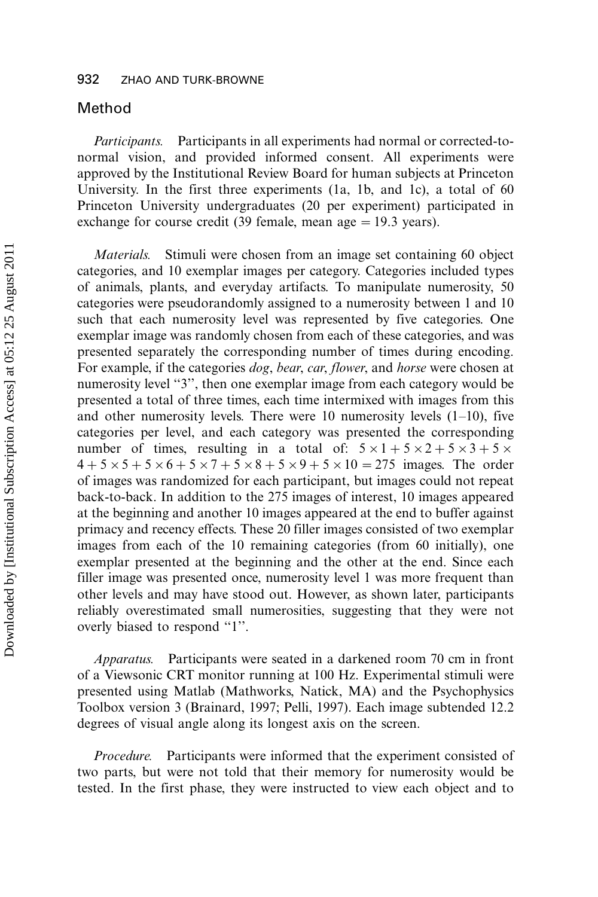## Method

*Participants.* Participants in all experiments had normal or corrected-to-normal vision, and provided informed consent. All experiments were approved by the Institutional Review Board for human subjects at Princeton University. In the first three experiments (1a, 1b, and 1c), a total of 60 Princeton University undergraduates (20 per experiment) participated in exchange for course credit (39 female, mean age = 19.3 years).

*Materials.* Stimuli were chosen from an image set containing 60 object categories, and 10 exemplar images per category. Categories included types of animals, plants, and everyday artifacts. To manipulate numerosity, 50 categories were pseudorandomly assigned to a numerosity between 1 and 10 such that each numerosity level was represented by five categories. One exemplar image was randomly chosen from each of these categories, and was presented separately the corresponding number of times during encoding. For example, if the categories *dog*, *bear*, *car*, *flower*, and *horse* were chosen at numerosity level "3", then one exemplar image from each category would be presented a total of three times, each time intermixed with images from this and other numerosity levels. There were 10 numerosity levels (1–10), five categories per level, and each category was presented the corresponding number of times, resulting in a total of: $5 \times 1 + 5 \times 2 + 5 \times 3 + 5 \times 4 + 5 \times 5 + 5 \times 6 + 5 \times 7 + 5 \times 8 + 5 \times 9 + 5 \times 10 = 275$ images. The order of images was randomized for each participant, but images could not repeat back-to-back. In addition to the 275 images of interest, 10 images appeared at the beginning and another 10 images appeared at the end to buffer against primacy and recency effects. These 20 filler images consisted of two exemplar images from each of the 10 remaining categories (from 60 initially), one exemplar presented at the beginning and the other at the end. Since each filler image was presented once, numerosity level 1 was more frequent than other levels and may have stood out. However, as shown later, participants reliably overestimated small numerosities, suggesting that they were not overly biased to respond "1".

*Apparatus.* Participants were seated in a darkened room 70 cm in front of a Viewsonic CRT monitor running at 100 Hz. Experimental stimuli were presented using Matlab (Mathworks, Natick, MA) and the Psychophysics Toolbox version 3 (Brainard, 1997; Pelli, 1997). Each image subtended 12.2 degrees of visual angle along its longest axis on the screen.

*Procedure.* Participants were informed that the experiment consisted of two parts, but were not told that their memory for numerosity would be tested. In the first phase, they were instructed to view each object and to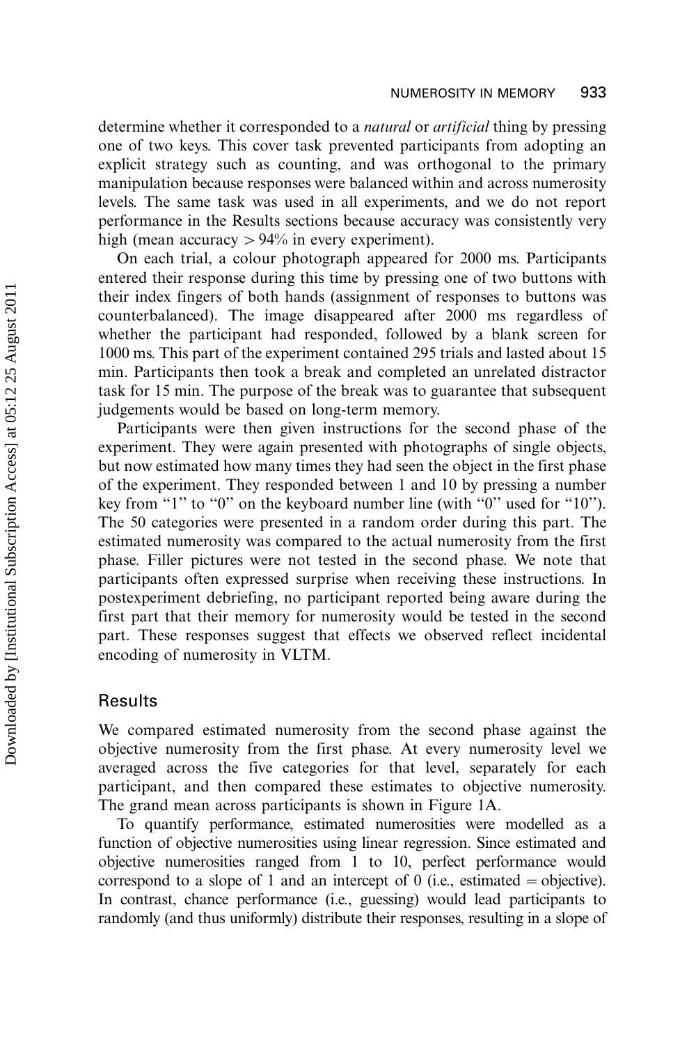determine whether it corresponded to a *natural* or *artificial* thing by pressing one of two keys. This cover task prevented participants from adopting an explicit strategy such as counting, and was orthogonal to the primary manipulation because responses were balanced within and across numerosity levels. The same task was used in all experiments, and we do not report performance in the Results sections because accuracy was consistently very high (mean accuracy > 94% in every experiment).

On each trial, a colour photograph appeared for 2000 ms. Participants entered their response during this time by pressing one of two buttons with their index fingers of both hands (assignment of responses to buttons was counterbalanced). The image disappeared after 2000 ms regardless of whether the participant had responded, followed by a blank screen for 1000 ms. This part of the experiment contained 295 trials and lasted about 15 min. Participants then took a break and completed an unrelated distractor task for 15 min. The purpose of the break was to guarantee that subsequent judgements would be based on long-term memory.

Participants were then given instructions for the second phase of the experiment. They were again presented with photographs of single objects, but now estimated how many times they had seen the object in the first phase of the experiment. They responded between 1 and 10 by pressing a number key from "1" to "0" on the keyboard number line (with "0" used for "10"). The 50 categories were presented in a random order during this part. The estimated numerosity was compared to the actual numerosity from the first phase. Filler pictures were not tested in the second phase. We note that participants often expressed surprise when receiving these instructions. In postexperiment debriefing, no participant reported being aware during the first part that their memory for numerosity would be tested in the second part. These responses suggest that effects we observed reflect incidental encoding of numerosity in VLTM.

## Results

We compared estimated numerosity from the second phase against the objective numerosity from the first phase. At every numerosity level we averaged across the five categories for that level, separately for each participant, and then compared these estimates to objective numerosity. The grand mean across participants is shown in Figure 1A.

To quantify performance, estimated numerosities were modelled as a function of objective numerosities using linear regression. Since estimated and objective numerosities ranged from 1 to 10, perfect performance would correspond to a slope of 1 and an intercept of 0 (i.e., estimated = objective). In contrast, chance performance (i.e., guessing) would lead participants to randomly (and thus uniformly) distribute their responses, resulting in a slope of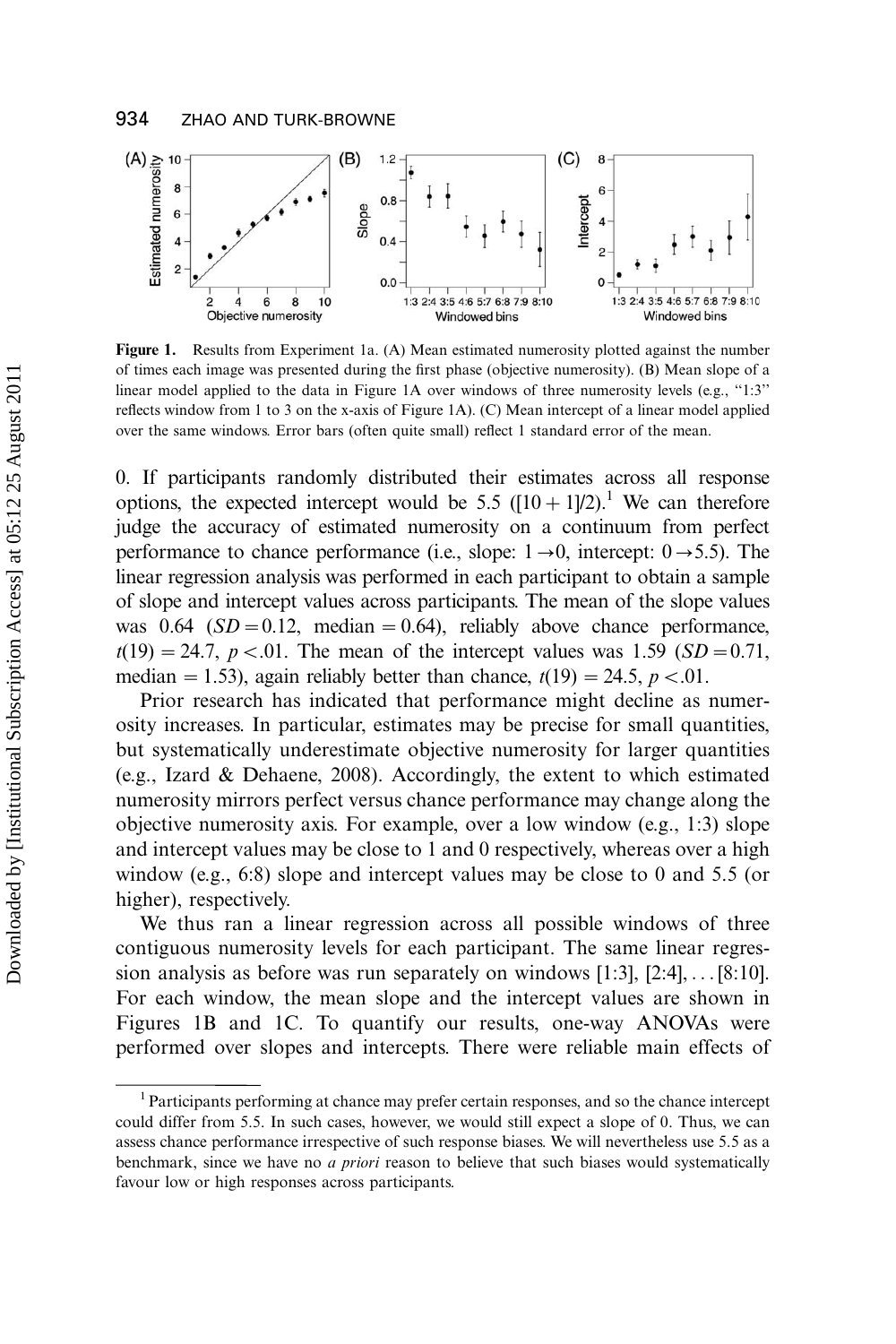Figure 1. Results from Experiment 1a. (A) Mean estimated numerosity plotted against the number of times each image was presented during the first phase (objective numerosity). (B) Mean slope of a linear model applied to the data in Figure 1A over windows of three numerosity levels (e.g., "1:3" reflects window from 1 to 3 on the x-axis of Figure 1A). (C) Mean intercept of a linear model applied over the same windows. Error bars (often quite small) reflect 1 standard error of the mean.

0. If participants randomly distributed their estimates across all response options, the expected intercept would be 5.5 ($[10+1]/2$).[1] We can therefore judge the accuracy of estimated numerosity on a continuum from perfect performance to chance performance (i.e., slope: $1 \rightarrow 0$, intercept: $0 \rightarrow 5.5$). The linear regression analysis was performed in each participant to obtain a sample of slope and intercept values across participants. The mean of the slope values was 0.64 ($SD = 0.12$, median $= 0.64$), reliably above chance performance, $t(19) = 24.7$, $p < .01$. The mean of the intercept values was 1.59 ($SD = 0.71$, median $= 1.53$), again reliably better than chance, $t(19) = 24.5$, $p < .01$.

Prior research has indicated that performance might decline as numerosity increases. In particular, estimates may be precise for small quantities, but systematically underestimate objective numerosity for larger quantities (e.g., Izard & Dehaene, 2008). Accordingly, the extent to which estimated numerosity mirrors perfect versus chance performance may change along the objective numerosity axis. For example, over a low window (e.g., 1:3) slope and intercept values may be close to 1 and 0 respectively, whereas over a high window (e.g., 6:8) slope and intercept values may be close to 0 and 5.5 (or higher), respectively.

We thus ran a linear regression across all possible windows of three contiguous numerosity levels for each participant. The same linear regression analysis as before was run separately on windows [1:3], [2:4], ... [8:10]. For each window, the mean slope and the intercept values are shown in Figures 1B and 1C. To quantify our results, one-way ANOVAs were performed over slopes and intercepts. There were reliable main effects of

[1] Participants performing at chance may prefer certain responses, and so the chance intercept could differ from 5.5. In such cases, however, we would still expect a slope of 0. Thus, we can assess chance performance irrespective of such response biases. We will nevertheless use 5.5 as a benchmark, since we have no *a priori* reason to believe that such biases would systematically favour low or high responses across participants.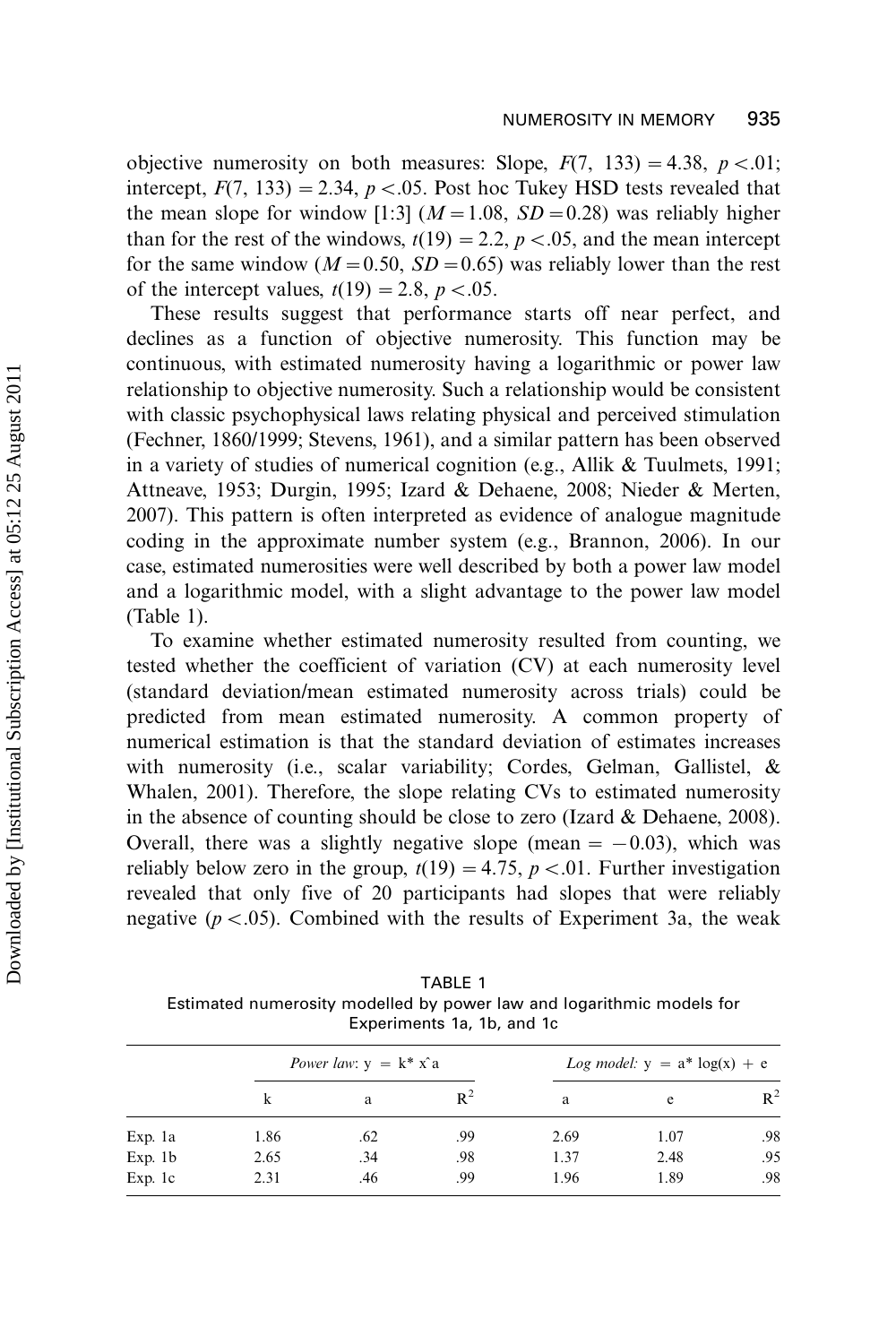objective numerosity on both measures: Slope, $F(7, 133) = 4.38$, $p < .01$; intercept, $F(7, 133) = 2.34$, $p < .05$. Post hoc Tukey HSD tests revealed that the mean slope for window [1:3] ($M = 1.08$, $SD = 0.28$) was reliably higher than for the rest of the windows, $t(19) = 2.2$, $p < .05$, and the mean intercept for the same window ($M = 0.50$, $SD = 0.65$) was reliably lower than the rest of the intercept values, $t(19) = 2.8$, $p < .05$.

These results suggest that performance starts off near perfect, and declines as a function of objective numerosity. This function may be continuous, with estimated numerosity having a logarithmic or power law relationship to objective numerosity. Such a relationship would be consistent with classic psychophysical laws relating physical and perceived stimulation (Fechner, 1860/1999; Stevens, 1961), and a similar pattern has been observed in a variety of studies of numerical cognition (e.g., Allik & Tuulmets, 1991; Attneave, 1953; Durgin, 1995; Izard & Dehaene, 2008; Nieder & Merten, 2007). This pattern is often interpreted as evidence of analogue magnitude coding in the approximate number system (e.g., Brannon, 2006). In our case, estimated numerosities were well described by both a power law model and a logarithmic model, with a slight advantage to the power law model (Table 1).

To examine whether estimated numerosity resulted from counting, we tested whether the coefficient of variation (CV) at each numerosity level (standard deviation/mean estimated numerosity across trials) could be predicted from mean estimated numerosity. A common property of numerical estimation is that the standard deviation of estimates increases with numerosity (i.e., scalar variability; Cordes, Gelman, Gallistel, & Whalen, 2001). Therefore, the slope relating CVs to estimated numerosity in the absence of counting should be close to zero (Izard & Dehaene, 2008). Overall, there was a slightly negative slope (mean $= -0.03$), which was reliably below zero in the group, $t(19) = 4.75$, $p < .01$. Further investigation revealed that only five of 20 participants had slopes that were reliably negative ($p < .05$). Combined with the results of Experiment 3a, the weak

TABLE 1
Estimated numerosity modelled by power law and logarithmic models for Experiments 1a, 1b, and 1c

| | *Power law:* $y = k^* x\hat{}a$ | | | *Log model:* $y = a^* \log(x) + e$ | | |
|---|---|---|---|---|---|---|
| | k | a | $R^2$ | a | e | $R^2$ |
| Exp. 1a | 1.86 | .62 | .99 | 2.69 | 1.07 | .98 |
| Exp. 1b | 2.65 | .34 | .98 | 1.37 | 2.48 | .95 |
| Exp. 1c | 2.31 | .46 | .99 | 1.96 | 1.89 | .98 |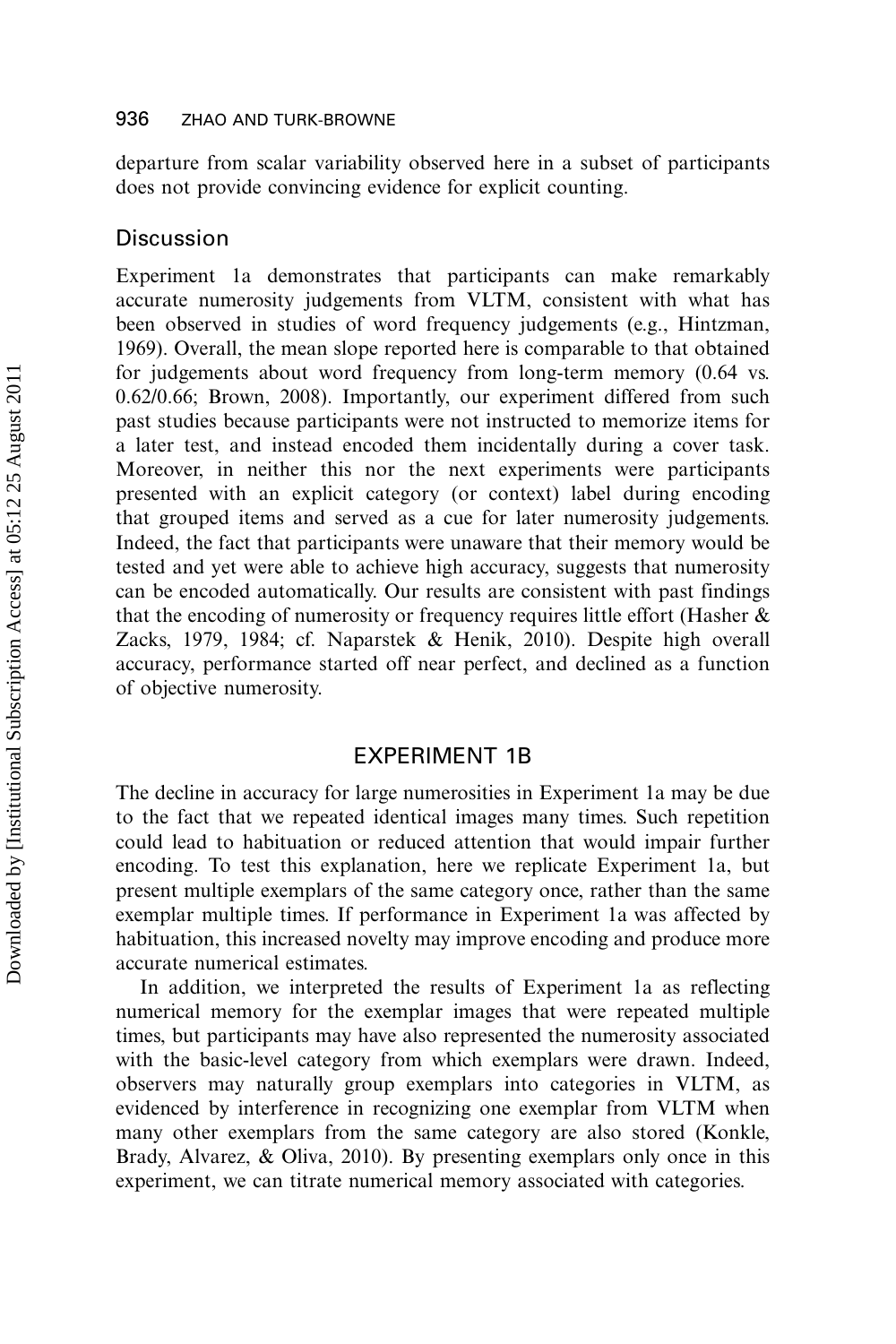departure from scalar variability observed here in a subset of participants does not provide convincing evidence for explicit counting.

## Discussion

Experiment 1a demonstrates that participants can make remarkably accurate numerosity judgements from VLTM, consistent with what has been observed in studies of word frequency judgements (e.g., Hintzman, 1969). Overall, the mean slope reported here is comparable to that obtained for judgements about word frequency from long-term memory (0.64 vs. 0.62/0.66; Brown, 2008). Importantly, our experiment differed from such past studies because participants were not instructed to memorize items for a later test, and instead encoded them incidentally during a cover task. Moreover, in neither this nor the next experiments were participants presented with an explicit category (or context) label during encoding that grouped items and served as a cue for later numerosity judgements. Indeed, the fact that participants were unaware that their memory would be tested and yet were able to achieve high accuracy, suggests that numerosity can be encoded automatically. Our results are consistent with past findings that the encoding of numerosity or frequency requires little effort (Hasher & Zacks, 1979, 1984; cf. Naparstek & Henik, 2010). Despite high overall accuracy, performance started off near perfect, and declined as a function of objective numerosity.

# EXPERIMENT 1B

The decline in accuracy for large numerosities in Experiment 1a may be due to the fact that we repeated identical images many times. Such repetition could lead to habituation or reduced attention that would impair further encoding. To test this explanation, here we replicate Experiment 1a, but present multiple exemplars of the same category once, rather than the same exemplar multiple times. If performance in Experiment 1a was affected by habituation, this increased novelty may improve encoding and produce more accurate numerical estimates.

In addition, we interpreted the results of Experiment 1a as reflecting numerical memory for the exemplar images that were repeated multiple times, but participants may have also represented the numerosity associated with the basic-level category from which exemplars were drawn. Indeed, observers may naturally group exemplars into categories in VLTM, as evidenced by interference in recognizing one exemplar from VLTM when many other exemplars from the same category are also stored (Konkle, Brady, Alvarez, & Oliva, 2010). By presenting exemplars only once in this experiment, we can titrate numerical memory associated with categories.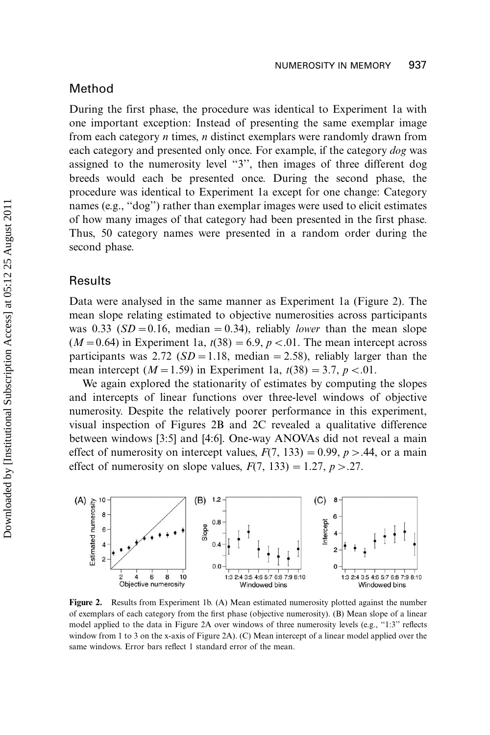## Method

During the first phase, the procedure was identical to Experiment 1a with one important exception: Instead of presenting the same exemplar image from each category *n* times, *n* distinct exemplars were randomly drawn from each category and presented only once. For example, if the category *dog* was assigned to the numerosity level "3", then images of three different dog breeds would each be presented once. During the second phase, the procedure was identical to Experiment 1a except for one change: Category names (e.g., "dog") rather than exemplar images were used to elicit estimates of how many images of that category had been presented in the first phase. Thus, 50 category names were presented in a random order during the second phase.

## Results

Data were analysed in the same manner as Experiment 1a (Figure 2). The mean slope relating estimated to objective numerosities across participants was 0.33 ($SD = 0.16$, median $= 0.34$), reliably *lower* than the mean slope ($M = 0.64$) in Experiment 1a, $t(38) = 6.9$, $p < .01$. The mean intercept across participants was 2.72 ($SD = 1.18$, median $= 2.58$), reliably larger than the mean intercept ($M = 1.59$) in Experiment 1a, $t(38) = 3.7$, $p < .01$.

We again explored the stationarity of estimates by computing the slopes and intercepts of linear functions over three-level windows of objective numerosity. Despite the relatively poorer performance in this experiment, visual inspection of Figures 2B and 2C revealed a qualitative difference between windows [3:5] and [4:6]. One-way ANOVAs did not reveal a main effect of numerosity on intercept values, $F(7, 133) = 0.99$, $p > .44$, or a main effect of numerosity on slope values, $F(7, 133) = 1.27$, $p > .27$.

**Figure 2.** Results from Experiment 1b. (A) Mean estimated numerosity plotted against the number of exemplars of each category from the first phase (objective numerosity). (B) Mean slope of a linear model applied to the data in Figure 2A over windows of three numerosity levels (e.g., "1:3" reflects window from 1 to 3 on the x-axis of Figure 2A). (C) Mean intercept of a linear model applied over the same windows. Error bars reflect 1 standard error of the mean.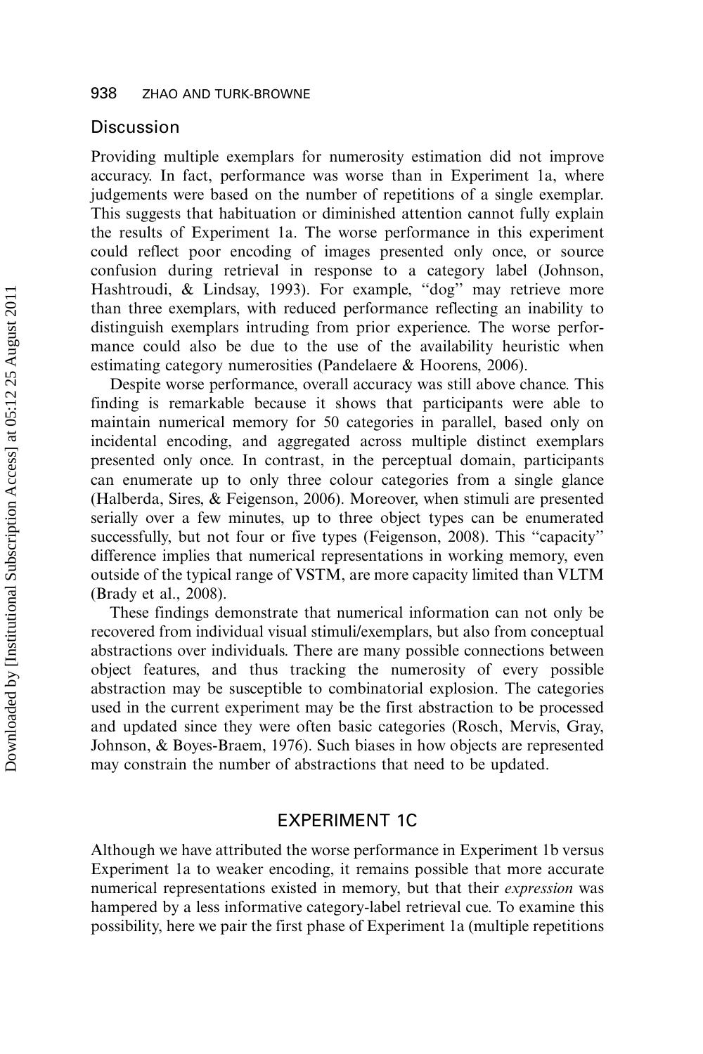## Discussion

Providing multiple exemplars for numerosity estimation did not improve accuracy. In fact, performance was worse than in Experiment 1a, where judgements were based on the number of repetitions of a single exemplar. This suggests that habituation or diminished attention cannot fully explain the results of Experiment 1a. The worse performance in this experiment could reflect poor encoding of images presented only once, or source confusion during retrieval in response to a category label (Johnson, Hashtroudi, & Lindsay, 1993). For example, "dog" may retrieve more than three exemplars, with reduced performance reflecting an inability to distinguish exemplars intruding from prior experience. The worse performance could also be due to the use of the availability heuristic when estimating category numerosities (Pandelaere & Hoorens, 2006).

Despite worse performance, overall accuracy was still above chance. This finding is remarkable because it shows that participants were able to maintain numerical memory for 50 categories in parallel, based only on incidental encoding, and aggregated across multiple distinct exemplars presented only once. In contrast, in the perceptual domain, participants can enumerate up to only three colour categories from a single glance (Halberda, Sires, & Feigenson, 2006). Moreover, when stimuli are presented serially over a few minutes, up to three object types can be enumerated successfully, but not four or five types (Feigenson, 2008). This "capacity" difference implies that numerical representations in working memory, even outside of the typical range of VSTM, are more capacity limited than VLTM (Brady et al., 2008).

These findings demonstrate that numerical information can not only be recovered from individual visual stimuli/exemplars, but also from conceptual abstractions over individuals. There are many possible connections between object features, and thus tracking the numerosity of every possible abstraction may be susceptible to combinatorial explosion. The categories used in the current experiment may be the first abstraction to be processed and updated since they were often basic categories (Rosch, Mervis, Gray, Johnson, & Boyes-Braem, 1976). Such biases in how objects are represented may constrain the number of abstractions that need to be updated.

# EXPERIMENT 1C

Although we have attributed the worse performance in Experiment 1b versus Experiment 1a to weaker encoding, it remains possible that more accurate numerical representations existed in memory, but that their *expression* was hampered by a less informative category-label retrieval cue. To examine this possibility, here we pair the first phase of Experiment 1a (multiple repetitions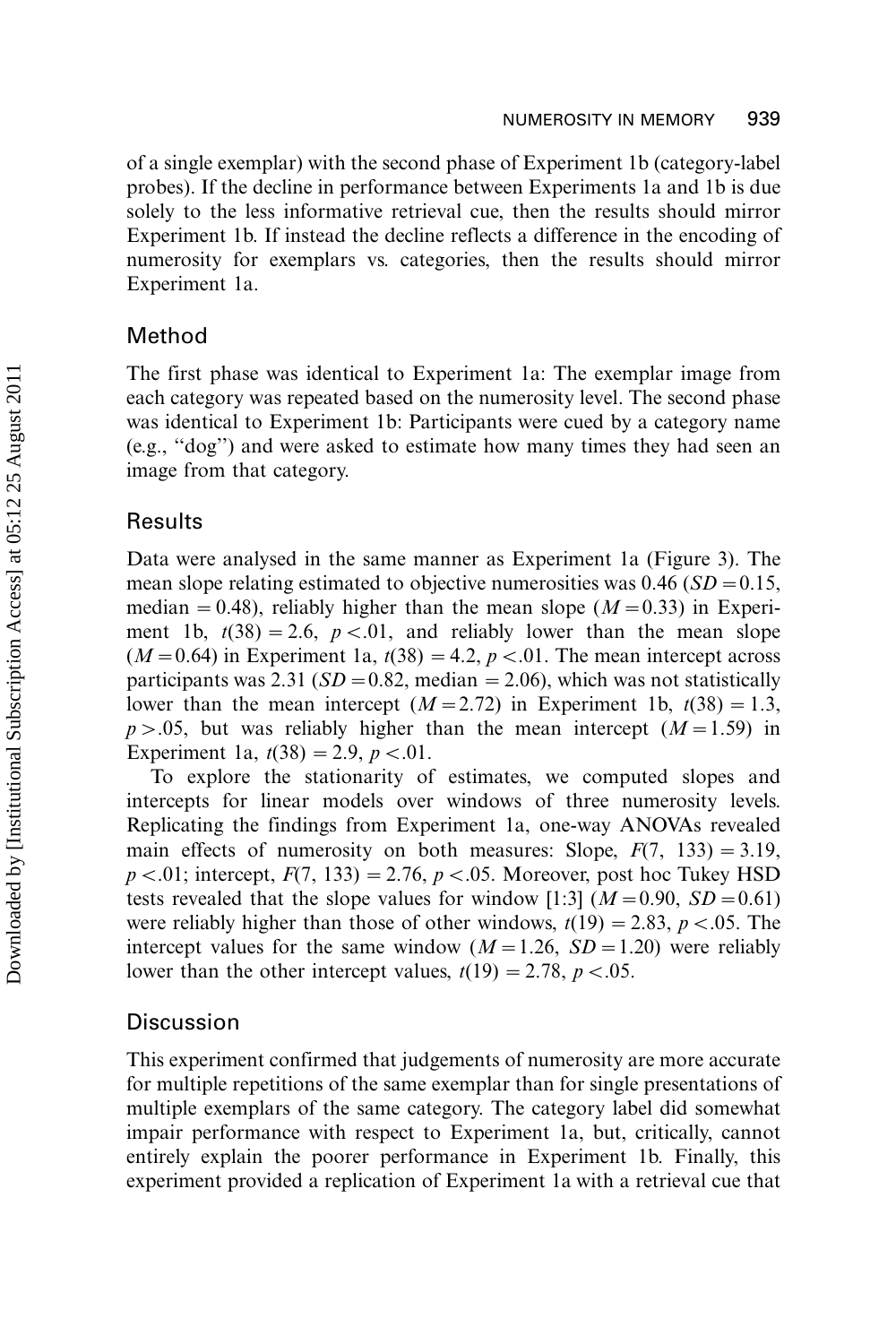of a single exemplar) with the second phase of Experiment 1b (category-label probes). If the decline in performance between Experiments 1a and 1b is due solely to the less informative retrieval cue, then the results should mirror Experiment 1b. If instead the decline reflects a difference in the encoding of numerosity for exemplars vs. categories, then the results should mirror Experiment 1a.

## Method

The first phase was identical to Experiment 1a: The exemplar image from each category was repeated based on the numerosity level. The second phase was identical to Experiment 1b: Participants were cued by a category name (e.g., "dog") and were asked to estimate how many times they had seen an image from that category.

## Results

Data were analysed in the same manner as Experiment 1a (Figure 3). The mean slope relating estimated to objective numerosities was 0.46 ($SD = 0.15$, median = 0.48), reliably higher than the mean slope ($M = 0.33$) in Experiment 1b, $t(38) = 2.6$, $p < .01$, and reliably lower than the mean slope ($M = 0.64$) in Experiment 1a, $t(38) = 4.2$, $p < .01$. The mean intercept across participants was 2.31 ($SD = 0.82$, median = 2.06), which was not statistically lower than the mean intercept ($M = 2.72$) in Experiment 1b, $t(38) = 1.3$, $p > .05$, but was reliably higher than the mean intercept ($M = 1.59$) in Experiment 1a, $t(38) = 2.9$, $p < .01$.

To explore the stationarity of estimates, we computed slopes and intercepts for linear models over windows of three numerosity levels. Replicating the findings from Experiment 1a, one-way ANOVAs revealed main effects of numerosity on both measures: Slope, $F(7,\ 133) = 3.19$, $p < .01$; intercept, $F(7,\ 133) = 2.76$, $p < .05$. Moreover, post hoc Tukey HSD tests revealed that the slope values for window [1:3] ($M = 0.90$, $SD = 0.61$) were reliably higher than those of other windows, $t(19) = 2.83$, $p < .05$. The intercept values for the same window ($M = 1.26$, $SD = 1.20$) were reliably lower than the other intercept values, $t(19) = 2.78$, $p < .05$.

## Discussion

This experiment confirmed that judgements of numerosity are more accurate for multiple repetitions of the same exemplar than for single presentations of multiple exemplars of the same category. The category label did somewhat impair performance with respect to Experiment 1a, but, critically, cannot entirely explain the poorer performance in Experiment 1b. Finally, this experiment provided a replication of Experiment 1a with a retrieval cue that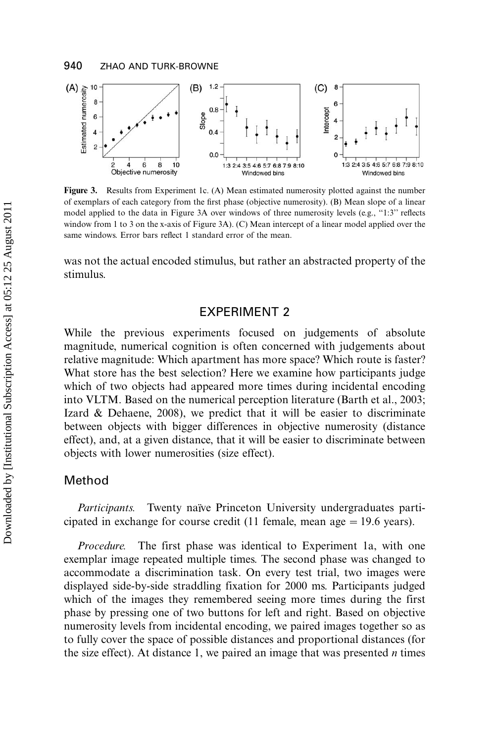**Figure 3.** Results from Experiment 1c. (A) Mean estimated numerosity plotted against the number of exemplars of each category from the first phase (objective numerosity). (B) Mean slope of a linear model applied to the data in Figure 3A over windows of three numerosity levels (e.g., "1:3" reflects window from 1 to 3 on the x-axis of Figure 3A). (C) Mean intercept of a linear model applied over the same windows. Error bars reflect 1 standard error of the mean.

was not the actual encoded stimulus, but rather an abstracted property of the stimulus.

## EXPERIMENT 2

While the previous experiments focused on judgements of absolute magnitude, numerical cognition is often concerned with judgements about relative magnitude: Which apartment has more space? Which route is faster? What store has the best selection? Here we examine how participants judge which of two objects had appeared more times during incidental encoding into VLTM. Based on the numerical perception literature (Barth et al., 2003; Izard & Dehaene, 2008), we predict that it will be easier to discriminate between objects with bigger differences in objective numerosity (distance effect), and, at a given distance, that it will be easier to discriminate between objects with lower numerosities (size effect).

### Method

*Participants.* Twenty naïve Princeton University undergraduates participated in exchange for course credit (11 female, mean age = 19.6 years).

*Procedure.* The first phase was identical to Experiment 1a, with one exemplar image repeated multiple times. The second phase was changed to accommodate a discrimination task. On every test trial, two images were displayed side-by-side straddling fixation for 2000 ms. Participants judged which of the images they remembered seeing more times during the first phase by pressing one of two buttons for left and right. Based on objective numerosity levels from incidental encoding, we paired images together so as to fully cover the space of possible distances and proportional distances (for the size effect). At distance 1, we paired an image that was presented $n$ times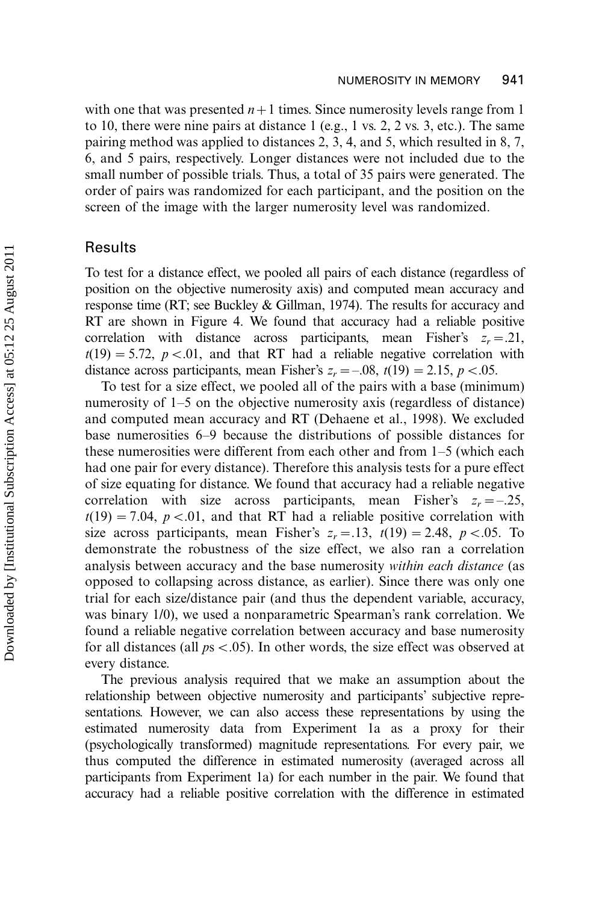with one that was presented $n+1$ times. Since numerosity levels range from 1 to 10, there were nine pairs at distance 1 (e.g., 1 vs. 2, 2 vs. 3, etc.). The same pairing method was applied to distances 2, 3, 4, and 5, which resulted in 8, 7, 6, and 5 pairs, respectively. Longer distances were not included due to the small number of possible trials. Thus, a total of 35 pairs were generated. The order of pairs was randomized for each participant, and the position on the screen of the image with the larger numerosity level was randomized.

## Results

To test for a distance effect, we pooled all pairs of each distance (regardless of position on the objective numerosity axis) and computed mean accuracy and response time (RT; see Buckley & Gillman, 1974). The results for accuracy and RT are shown in Figure 4. We found that accuracy had a reliable positive correlation with distance across participants, mean Fisher's $z_r = .21$, $t(19) = 5.72$, $p < .01$, and that RT had a reliable negative correlation with distance across participants, mean Fisher's $z_r = -.08$, $t(19) = 2.15$, $p < .05$.

To test for a size effect, we pooled all of the pairs with a base (minimum) numerosity of 1–5 on the objective numerosity axis (regardless of distance) and computed mean accuracy and RT (Dehaene et al., 1998). We excluded base numerosities 6–9 because the distributions of possible distances for these numerosities were different from each other and from 1–5 (which each had one pair for every distance). Therefore this analysis tests for a pure effect of size equating for distance. We found that accuracy had a reliable negative correlation with size across participants, mean Fisher's $z_r = -.25$, $t(19) = 7.04$, $p < .01$, and that RT had a reliable positive correlation with size across participants, mean Fisher's $z_r = .13$, $t(19) = 2.48$, $p < .05$. To demonstrate the robustness of the size effect, we also ran a correlation analysis between accuracy and the base numerosity *within each distance* (as opposed to collapsing across distance, as earlier). Since there was only one trial for each size/distance pair (and thus the dependent variable, accuracy, was binary 1/0), we used a nonparametric Spearman's rank correlation. We found a reliable negative correlation between accuracy and base numerosity for all distances (all $p$s $< .05$). In other words, the size effect was observed at every distance.

The previous analysis required that we make an assumption about the relationship between objective numerosity and participants' subjective representations. However, we can also access these representations by using the estimated numerosity data from Experiment 1a as a proxy for their (psychologically transformed) magnitude representations. For every pair, we thus computed the difference in estimated numerosity (averaged across all participants from Experiment 1a) for each number in the pair. We found that accuracy had a reliable positive correlation with the difference in estimated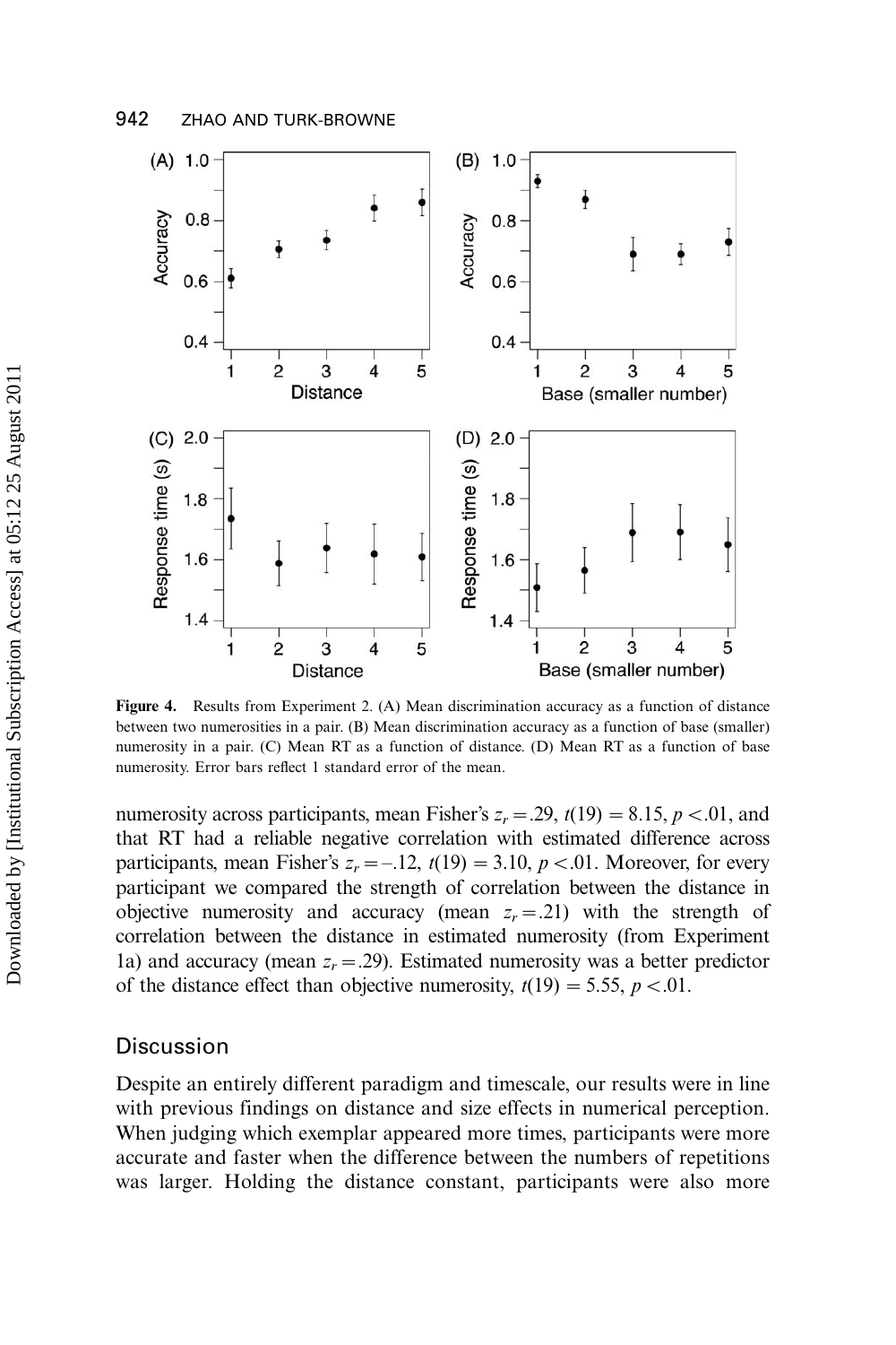**Figure 4.** Results from Experiment 2. (A) Mean discrimination accuracy as a function of distance between two numerosities in a pair. (B) Mean discrimination accuracy as a function of base (smaller) numerosity in a pair. (C) Mean RT as a function of distance. (D) Mean RT as a function of base numerosity. Error bars reflect 1 standard error of the mean.

numerosity across participants, mean Fisher's $z_r = .29$, $t(19) = 8.15$, $p < .01$, and that RT had a reliable negative correlation with estimated difference across participants, mean Fisher's $z_r = -.12$, $t(19) = 3.10$, $p < .01$. Moreover, for every participant we compared the strength of correlation between the distance in objective numerosity and accuracy (mean $z_r = .21$) with the strength of correlation between the distance in estimated numerosity (from Experiment 1a) and accuracy (mean $z_r = .29$). Estimated numerosity was a better predictor of the distance effect than objective numerosity, $t(19) = 5.55$, $p < .01$.

## Discussion

Despite an entirely different paradigm and timescale, our results were in line with previous findings on distance and size effects in numerical perception. When judging which exemplar appeared more times, participants were more accurate and faster when the difference between the numbers of repetitions was larger. Holding the distance constant, participants were also more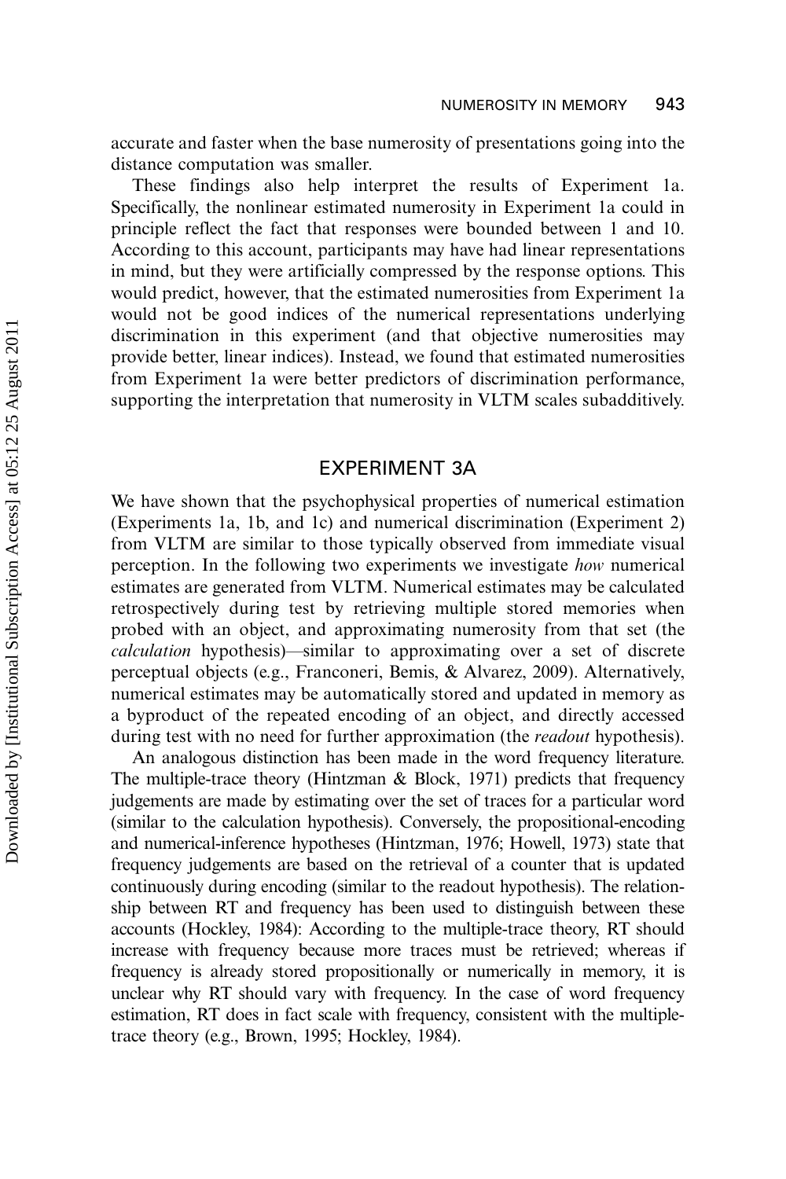accurate and faster when the base numerosity of presentations going into the distance computation was smaller.

These findings also help interpret the results of Experiment 1a. Specifically, the nonlinear estimated numerosity in Experiment 1a could in principle reflect the fact that responses were bounded between 1 and 10. According to this account, participants may have had linear representations in mind, but they were artificially compressed by the response options. This would predict, however, that the estimated numerosities from Experiment 1a would not be good indices of the numerical representations underlying discrimination in this experiment (and that objective numerosities may provide better, linear indices). Instead, we found that estimated numerosities from Experiment 1a were better predictors of discrimination performance, supporting the interpretation that numerosity in VLTM scales subadditively.

## EXPERIMENT 3A

We have shown that the psychophysical properties of numerical estimation (Experiments 1a, 1b, and 1c) and numerical discrimination (Experiment 2) from VLTM are similar to those typically observed from immediate visual perception. In the following two experiments we investigate *how* numerical estimates are generated from VLTM. Numerical estimates may be calculated retrospectively during test by retrieving multiple stored memories when probed with an object, and approximating numerosity from that set (the *calculation* hypothesis)—similar to approximating over a set of discrete perceptual objects (e.g., Franconeri, Bemis, & Alvarez, 2009). Alternatively, numerical estimates may be automatically stored and updated in memory as a byproduct of the repeated encoding of an object, and directly accessed during test with no need for further approximation (the *readout* hypothesis).

An analogous distinction has been made in the word frequency literature. The multiple-trace theory (Hintzman & Block, 1971) predicts that frequency judgements are made by estimating over the set of traces for a particular word (similar to the calculation hypothesis). Conversely, the propositional-encoding and numerical-inference hypotheses (Hintzman, 1976; Howell, 1973) state that frequency judgements are based on the retrieval of a counter that is updated continuously during encoding (similar to the readout hypothesis). The relationship between RT and frequency has been used to distinguish between these accounts (Hockley, 1984): According to the multiple-trace theory, RT should increase with frequency because more traces must be retrieved; whereas if frequency is already stored propositionally or numerically in memory, it is unclear why RT should vary with frequency. In the case of word frequency estimation, RT does in fact scale with frequency, consistent with the multiple-trace theory (e.g., Brown, 1995; Hockley, 1984).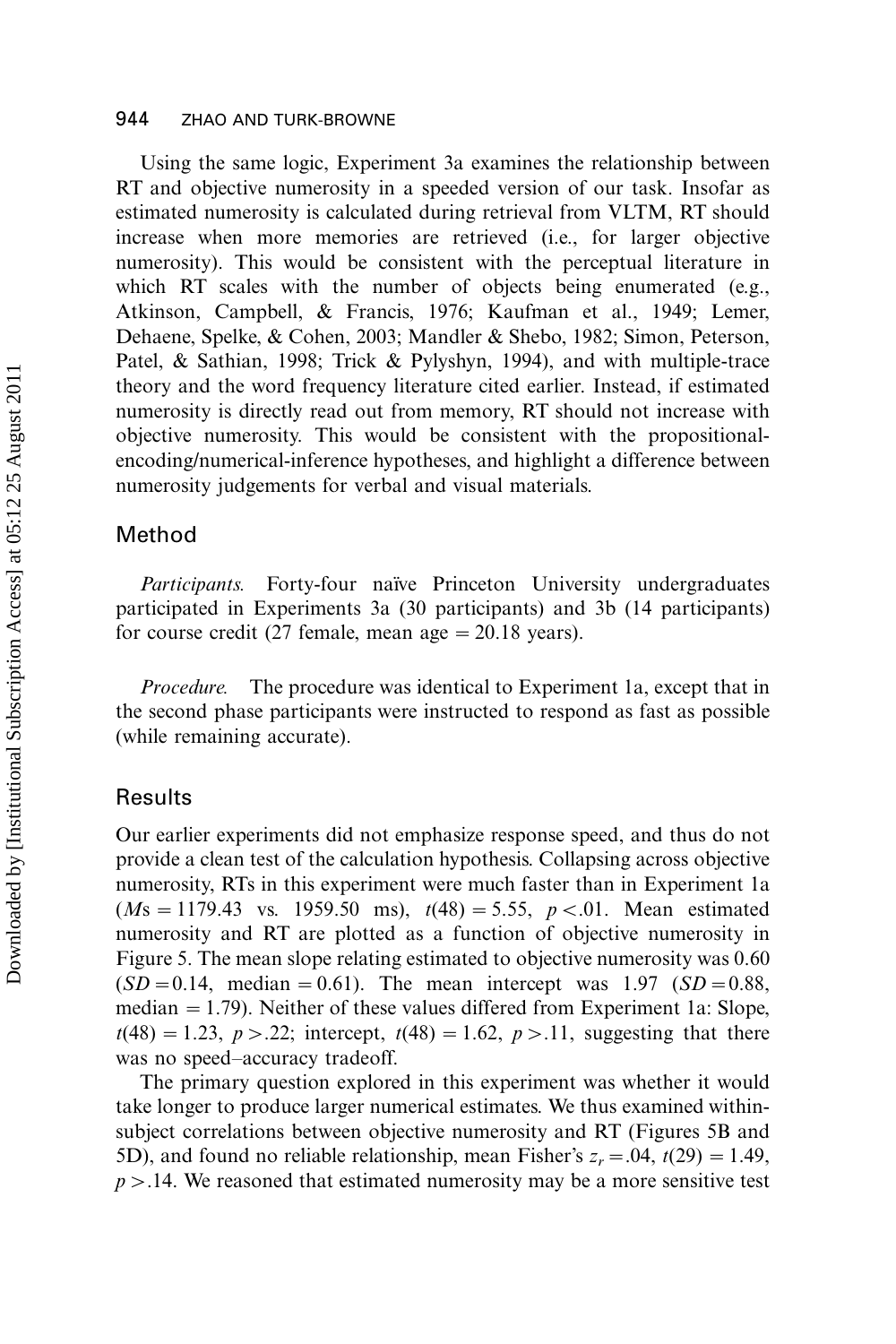Using the same logic, Experiment 3a examines the relationship between RT and objective numerosity in a speeded version of our task. Insofar as estimated numerosity is calculated during retrieval from VLTM, RT should increase when more memories are retrieved (i.e., for larger objective numerosity). This would be consistent with the perceptual literature in which RT scales with the number of objects being enumerated (e.g., Atkinson, Campbell, & Francis, 1976; Kaufman et al., 1949; Lemer, Dehaene, Spelke, & Cohen, 2003; Mandler & Shebo, 1982; Simon, Peterson, Patel, & Sathian, 1998; Trick & Pylyshyn, 1994), and with multiple-trace theory and the word frequency literature cited earlier. Instead, if estimated numerosity is directly read out from memory, RT should not increase with objective numerosity. This would be consistent with the propositional-encoding/numerical-inference hypotheses, and highlight a difference between numerosity judgements for verbal and visual materials.

## Method

*Participants.* Forty-four naïve Princeton University undergraduates participated in Experiments 3a (30 participants) and 3b (14 participants) for course credit (27 female, mean age = 20.18 years).

*Procedure.* The procedure was identical to Experiment 1a, except that in the second phase participants were instructed to respond as fast as possible (while remaining accurate).

## Results

Our earlier experiments did not emphasize response speed, and thus do not provide a clean test of the calculation hypothesis. Collapsing across objective numerosity, RTs in this experiment were much faster than in Experiment 1a ($M$s = 1179.43 vs. 1959.50 ms), $t(48) = 5.55$, $p < .01$. Mean estimated numerosity and RT are plotted as a function of objective numerosity in Figure 5. The mean slope relating estimated to objective numerosity was 0.60 ($SD = 0.14$, median = 0.61). The mean intercept was 1.97 ($SD = 0.88$, median = 1.79). Neither of these values differed from Experiment 1a: Slope, $t(48) = 1.23$, $p > .22$; intercept, $t(48) = 1.62$, $p > .11$, suggesting that there was no speed–accuracy tradeoff.

The primary question explored in this experiment was whether it would take longer to produce larger numerical estimates. We thus examined within-subject correlations between objective numerosity and RT (Figures 5B and 5D), and found no reliable relationship, mean Fisher's $z_r = .04$, $t(29) = 1.49$, $p > .14$. We reasoned that estimated numerosity may be a more sensitive test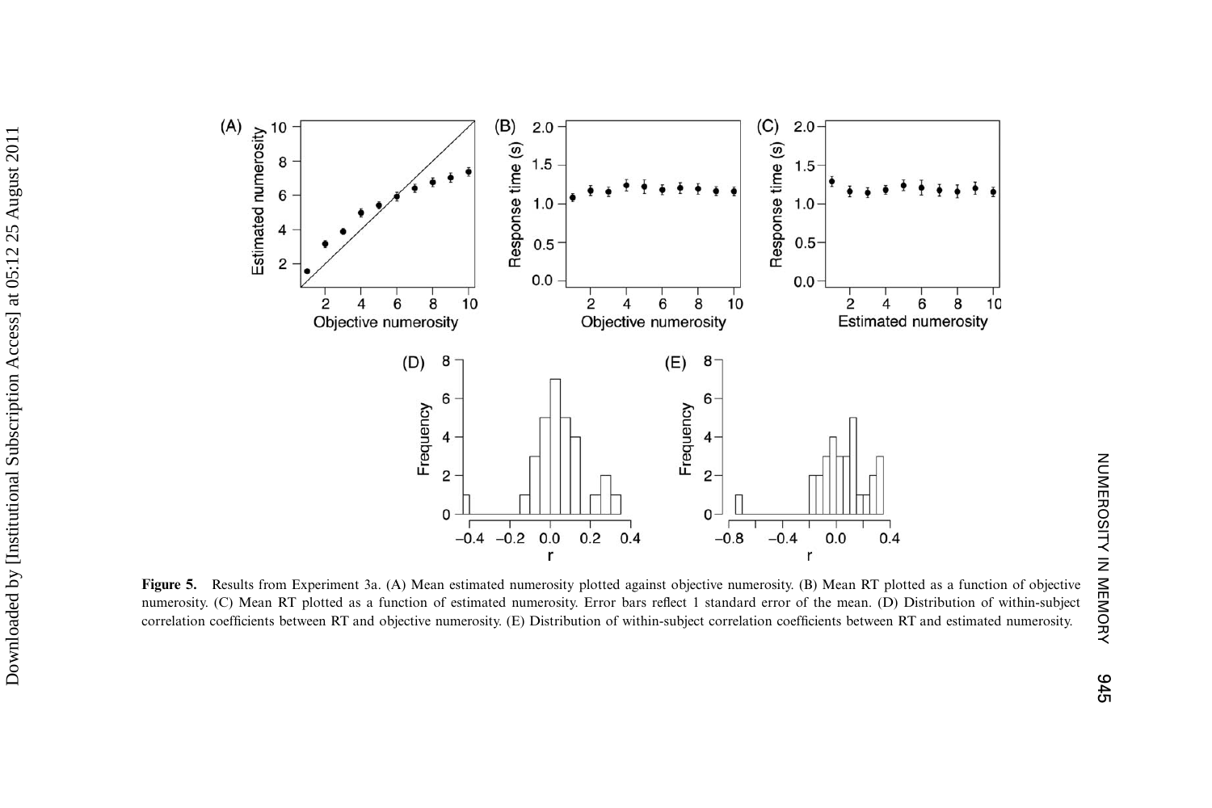**Figure 5.** Results from Experiment 3a. (A) Mean estimated numerosity plotted against objective numerosity. (B) Mean RT plotted as a function of objective numerosity. (C) Mean RT plotted as a function of estimated numerosity. Error bars reflect 1 standard error of the mean. (D) Distribution of within-subject correlation coefficients between RT and objective numerosity. (E) Distribution of within-subject correlation coefficients between RT and estimated numerosity.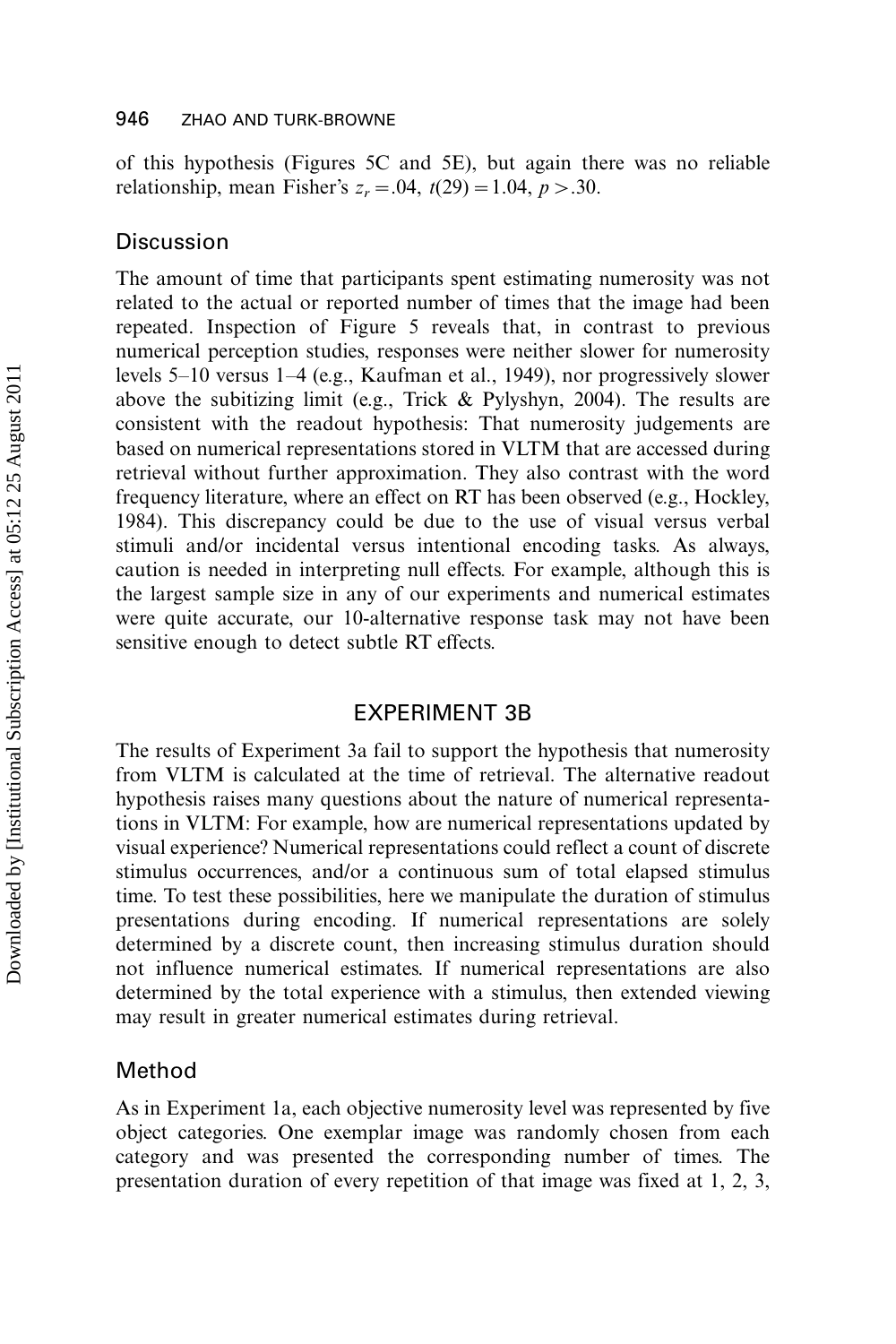of this hypothesis (Figures 5C and 5E), but again there was no reliable relationship, mean Fisher's $z_r = .04$, $t(29) = 1.04$, $p > .30$.

## Discussion

The amount of time that participants spent estimating numerosity was not related to the actual or reported number of times that the image had been repeated. Inspection of Figure 5 reveals that, in contrast to previous numerical perception studies, responses were neither slower for numerosity levels 5–10 versus 1–4 (e.g., Kaufman et al., 1949), nor progressively slower above the subitizing limit (e.g., Trick & Pylyshyn, 2004). The results are consistent with the readout hypothesis: That numerosity judgements are based on numerical representations stored in VLTM that are accessed during retrieval without further approximation. They also contrast with the word frequency literature, where an effect on RT has been observed (e.g., Hockley, 1984). This discrepancy could be due to the use of visual versus verbal stimuli and/or incidental versus intentional encoding tasks. As always, caution is needed in interpreting null effects. For example, although this is the largest sample size in any of our experiments and numerical estimates were quite accurate, our 10-alternative response task may not have been sensitive enough to detect subtle RT effects.

# EXPERIMENT 3B

The results of Experiment 3a fail to support the hypothesis that numerosity from VLTM is calculated at the time of retrieval. The alternative readout hypothesis raises many questions about the nature of numerical representations in VLTM: For example, how are numerical representations updated by visual experience? Numerical representations could reflect a count of discrete stimulus occurrences, and/or a continuous sum of total elapsed stimulus time. To test these possibilities, here we manipulate the duration of stimulus presentations during encoding. If numerical representations are solely determined by a discrete count, then increasing stimulus duration should not influence numerical estimates. If numerical representations are also determined by the total experience with a stimulus, then extended viewing may result in greater numerical estimates during retrieval.

## Method

As in Experiment 1a, each objective numerosity level was represented by five object categories. One exemplar image was randomly chosen from each category and was presented the corresponding number of times. The presentation duration of every repetition of that image was fixed at 1, 2, 3,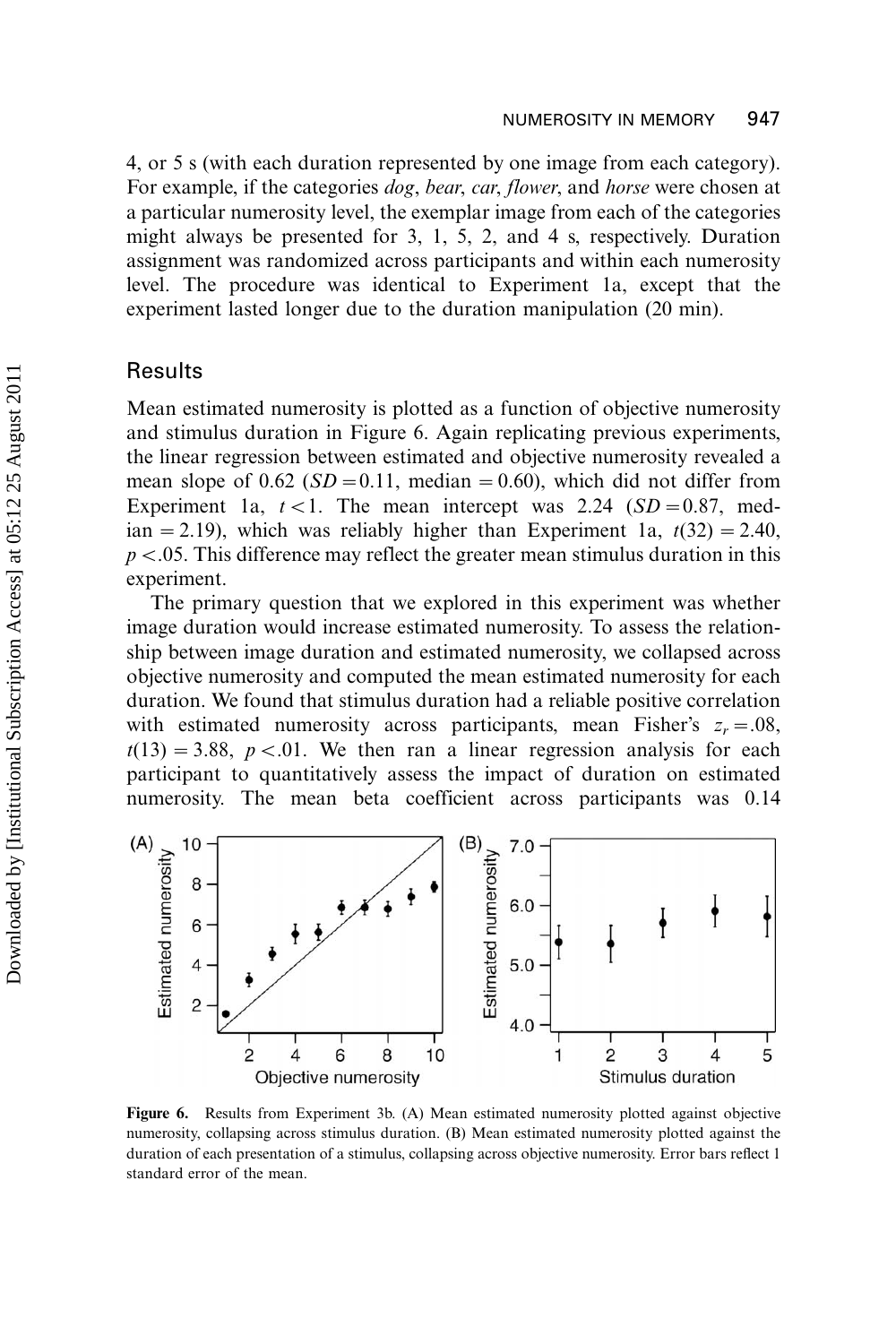4, or 5 s (with each duration represented by one image from each category). For example, if the categories *dog*, *bear*, *car*, *flower*, and *horse* were chosen at a particular numerosity level, the exemplar image from each of the categories might always be presented for 3, 1, 5, 2, and 4 s, respectively. Duration assignment was randomized across participants and within each numerosity level. The procedure was identical to Experiment 1a, except that the experiment lasted longer due to the duration manipulation (20 min).

## Results

Mean estimated numerosity is plotted as a function of objective numerosity and stimulus duration in Figure 6. Again replicating previous experiments, the linear regression between estimated and objective numerosity revealed a mean slope of 0.62 ($SD = 0.11$, median $= 0.60$), which did not differ from Experiment 1a, $t < 1$. The mean intercept was 2.24 ($SD = 0.87$, median $= 2.19$), which was reliably higher than Experiment 1a, $t(32) = 2.40$, $p < .05$. This difference may reflect the greater mean stimulus duration in this experiment.

The primary question that we explored in this experiment was whether image duration would increase estimated numerosity. To assess the relationship between image duration and estimated numerosity, we collapsed across objective numerosity and computed the mean estimated numerosity for each duration. We found that stimulus duration had a reliable positive correlation with estimated numerosity across participants, mean Fisher's $z_r = .08$, $t(13) = 3.88$, $p < .01$. We then ran a linear regression analysis for each participant to quantitatively assess the impact of duration on estimated numerosity. The mean beta coefficient across participants was 0.14

**Figure 6.** Results from Experiment 3b. (A) Mean estimated numerosity plotted against objective numerosity, collapsing across stimulus duration. (B) Mean estimated numerosity plotted against the duration of each presentation of a stimulus, collapsing across objective numerosity. Error bars reflect 1 standard error of the mean.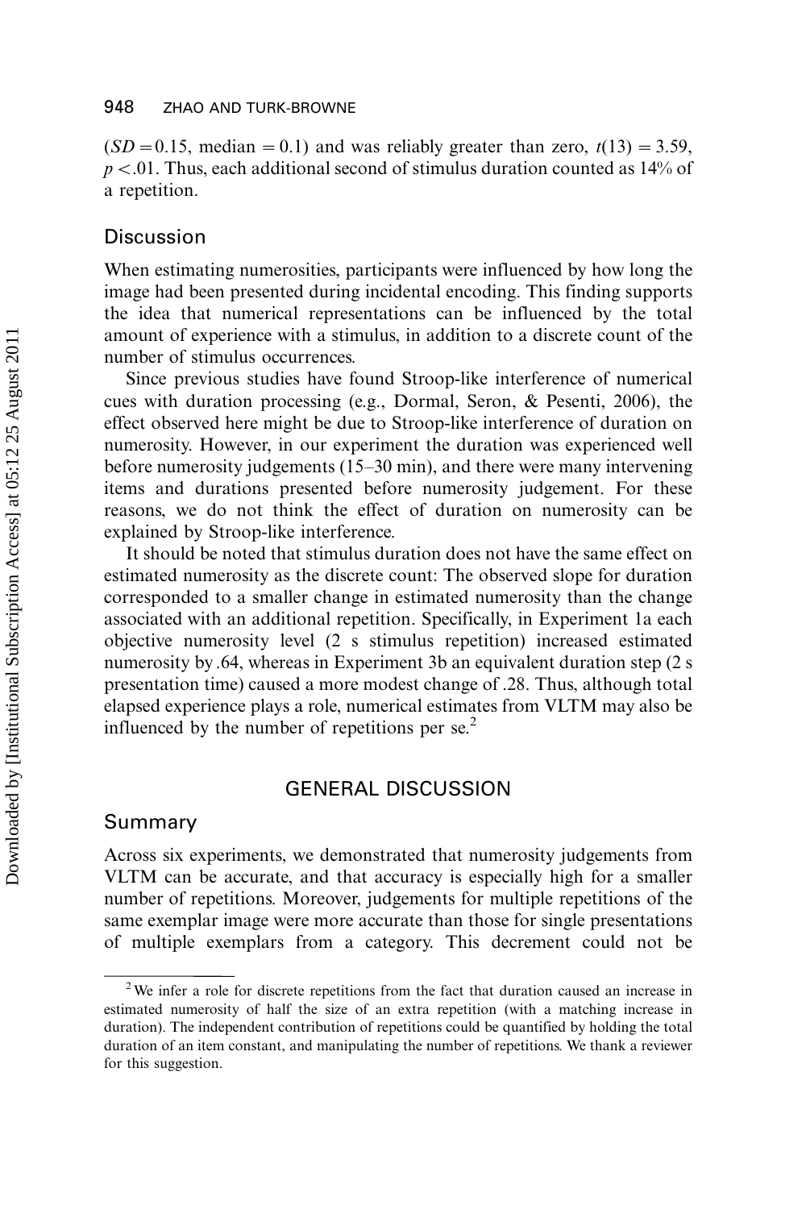($SD = 0.15$, median $= 0.1$) and was reliably greater than zero, $t(13) = 3.59$, $p < .01$. Thus, each additional second of stimulus duration counted as 14% of a repetition.

## Discussion

When estimating numerosities, participants were influenced by how long the image had been presented during incidental encoding. This finding supports the idea that numerical representations can be influenced by the total amount of experience with a stimulus, in addition to a discrete count of the number of stimulus occurrences.

Since previous studies have found Stroop-like interference of numerical cues with duration processing (e.g., Dormal, Seron, & Pesenti, 2006), the effect observed here might be due to Stroop-like interference of duration on numerosity. However, in our experiment the duration was experienced well before numerosity judgements (15–30 min), and there were many intervening items and durations presented before numerosity judgement. For these reasons, we do not think the effect of duration on numerosity can be explained by Stroop-like interference.

It should be noted that stimulus duration does not have the same effect on estimated numerosity as the discrete count: The observed slope for duration corresponded to a smaller change in estimated numerosity than the change associated with an additional repetition. Specifically, in Experiment 1a each objective numerosity level (2 s stimulus repetition) increased estimated numerosity by .64, whereas in Experiment 3b an equivalent duration step (2 s presentation time) caused a more modest change of .28. Thus, although total elapsed experience plays a role, numerical estimates from VLTM may also be influenced by the number of repetitions per se.[2]

# GENERAL DISCUSSION

## Summary

Across six experiments, we demonstrated that numerosity judgements from VLTM can be accurate, and that accuracy is especially high for a smaller number of repetitions. Moreover, judgements for multiple repetitions of the same exemplar image were more accurate than those for single presentations of multiple exemplars from a category. This decrement could not be

[2] We infer a role for discrete repetitions from the fact that duration caused an increase in estimated numerosity of half the size of an extra repetition (with a matching increase in duration). The independent contribution of repetitions could be quantified by holding the total duration of an item constant, and manipulating the number of repetitions. We thank a reviewer for this suggestion.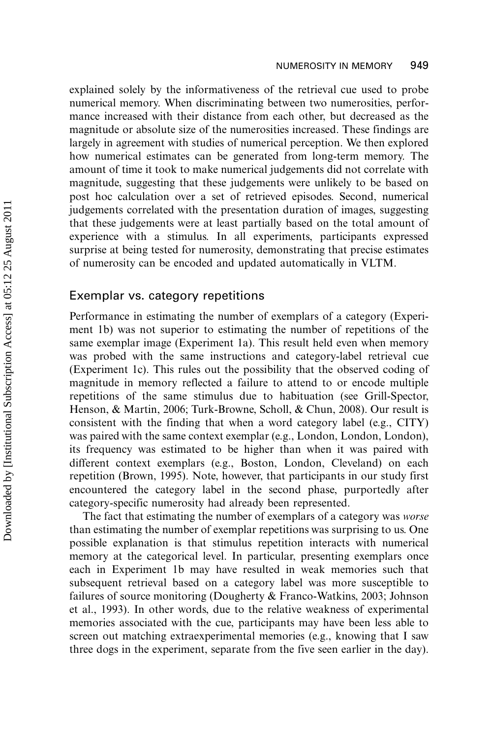explained solely by the informativeness of the retrieval cue used to probe numerical memory. When discriminating between two numerosities, performance increased with their distance from each other, but decreased as the magnitude or absolute size of the numerosities increased. These findings are largely in agreement with studies of numerical perception. We then explored how numerical estimates can be generated from long-term memory. The amount of time it took to make numerical judgements did not correlate with magnitude, suggesting that these judgements were unlikely to be based on post hoc calculation over a set of retrieved episodes. Second, numerical judgements correlated with the presentation duration of images, suggesting that these judgements were at least partially based on the total amount of experience with a stimulus. In all experiments, participants expressed surprise at being tested for numerosity, demonstrating that precise estimates of numerosity can be encoded and updated automatically in VLTM.

## Exemplar vs. category repetitions

Performance in estimating the number of exemplars of a category (Experiment 1b) was not superior to estimating the number of repetitions of the same exemplar image (Experiment 1a). This result held even when memory was probed with the same instructions and category-label retrieval cue (Experiment 1c). This rules out the possibility that the observed coding of magnitude in memory reflected a failure to attend to or encode multiple repetitions of the same stimulus due to habituation (see Grill-Spector, Henson, & Martin, 2006; Turk-Browne, Scholl, & Chun, 2008). Our result is consistent with the finding that when a word category label (e.g., CITY) was paired with the same context exemplar (e.g., London, London, London), its frequency was estimated to be higher than when it was paired with different context exemplars (e.g., Boston, London, Cleveland) on each repetition (Brown, 1995). Note, however, that participants in our study first encountered the category label in the second phase, purportedly after category-specific numerosity had already been represented.

The fact that estimating the number of exemplars of a category was *worse* than estimating the number of exemplar repetitions was surprising to us. One possible explanation is that stimulus repetition interacts with numerical memory at the categorical level. In particular, presenting exemplars once each in Experiment 1b may have resulted in weak memories such that subsequent retrieval based on a category label was more susceptible to failures of source monitoring (Dougherty & Franco-Watkins, 2003; Johnson et al., 1993). In other words, due to the relative weakness of experimental memories associated with the cue, participants may have been less able to screen out matching extraexperimental memories (e.g., knowing that I saw three dogs in the experiment, separate from the five seen earlier in the day).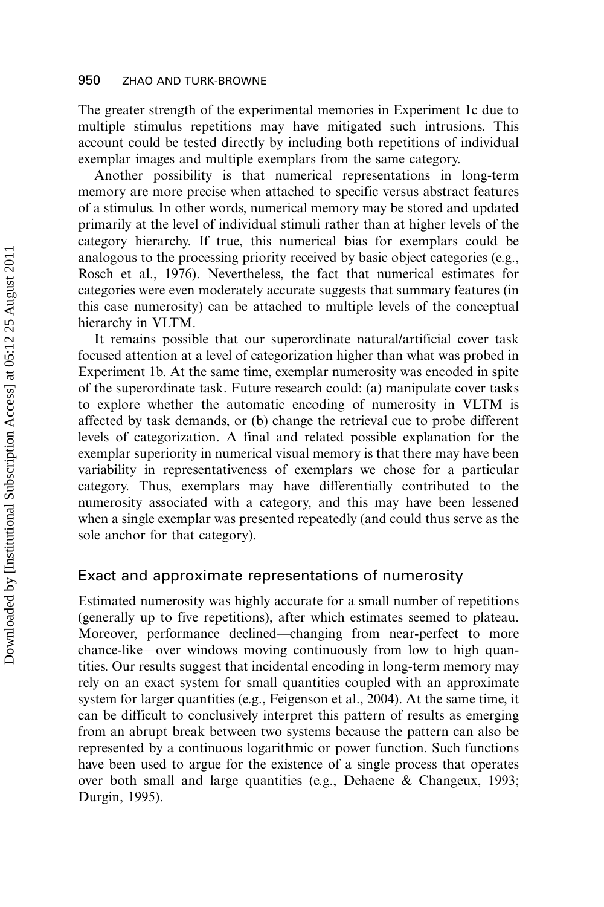The greater strength of the experimental memories in Experiment 1c due to multiple stimulus repetitions may have mitigated such intrusions. This account could be tested directly by including both repetitions of individual exemplar images and multiple exemplars from the same category.

Another possibility is that numerical representations in long-term memory are more precise when attached to specific versus abstract features of a stimulus. In other words, numerical memory may be stored and updated primarily at the level of individual stimuli rather than at higher levels of the category hierarchy. If true, this numerical bias for exemplars could be analogous to the processing priority received by basic object categories (e.g., Rosch et al., 1976). Nevertheless, the fact that numerical estimates for categories were even moderately accurate suggests that summary features (in this case numerosity) can be attached to multiple levels of the conceptual hierarchy in VLTM.

It remains possible that our superordinate natural/artificial cover task focused attention at a level of categorization higher than what was probed in Experiment 1b. At the same time, exemplar numerosity was encoded in spite of the superordinate task. Future research could: (a) manipulate cover tasks to explore whether the automatic encoding of numerosity in VLTM is affected by task demands, or (b) change the retrieval cue to probe different levels of categorization. A final and related possible explanation for the exemplar superiority in numerical visual memory is that there may have been variability in representativeness of exemplars we chose for a particular category. Thus, exemplars may have differentially contributed to the numerosity associated with a category, and this may have been lessened when a single exemplar was presented repeatedly (and could thus serve as the sole anchor for that category).

## Exact and approximate representations of numerosity

Estimated numerosity was highly accurate for a small number of repetitions (generally up to five repetitions), after which estimates seemed to plateau. Moreover, performance declined—changing from near-perfect to more chance-like—over windows moving continuously from low to high quantities. Our results suggest that incidental encoding in long-term memory may rely on an exact system for small quantities coupled with an approximate system for larger quantities (e.g., Feigenson et al., 2004). At the same time, it can be difficult to conclusively interpret this pattern of results as emerging from an abrupt break between two systems because the pattern can also be represented by a continuous logarithmic or power function. Such functions have been used to argue for the existence of a single process that operates over both small and large quantities (e.g., Dehaene & Changeux, 1993; Durgin, 1995).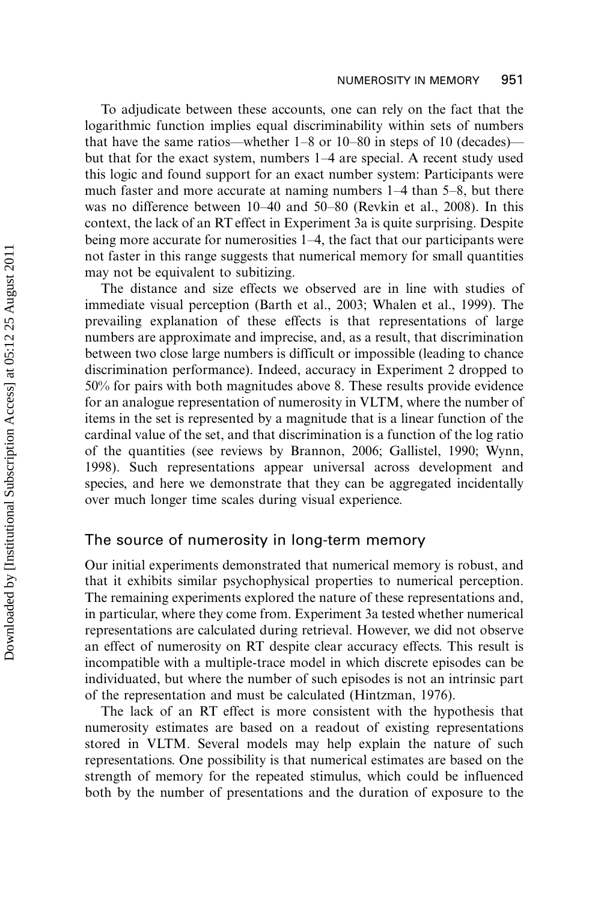To adjudicate between these accounts, one can rely on the fact that the logarithmic function implies equal discriminability within sets of numbers that have the same ratios—whether 1–8 or 10–80 in steps of 10 (decades)—but that for the exact system, numbers 1–4 are special. A recent study used this logic and found support for an exact number system: Participants were much faster and more accurate at naming numbers 1–4 than 5–8, but there was no difference between 10–40 and 50–80 (Revkin et al., 2008). In this context, the lack of an RT effect in Experiment 3a is quite surprising. Despite being more accurate for numerosities 1–4, the fact that our participants were not faster in this range suggests that numerical memory for small quantities may not be equivalent to subitizing.

The distance and size effects we observed are in line with studies of immediate visual perception (Barth et al., 2003; Whalen et al., 1999). The prevailing explanation of these effects is that representations of large numbers are approximate and imprecise, and, as a result, that discrimination between two close large numbers is difficult or impossible (leading to chance discrimination performance). Indeed, accuracy in Experiment 2 dropped to 50% for pairs with both magnitudes above 8. These results provide evidence for an analogue representation of numerosity in VLTM, where the number of items in the set is represented by a magnitude that is a linear function of the cardinal value of the set, and that discrimination is a function of the log ratio of the quantities (see reviews by Brannon, 2006; Gallistel, 1990; Wynn, 1998). Such representations appear universal across development and species, and here we demonstrate that they can be aggregated incidentally over much longer time scales during visual experience.

## The source of numerosity in long-term memory

Our initial experiments demonstrated that numerical memory is robust, and that it exhibits similar psychophysical properties to numerical perception. The remaining experiments explored the nature of these representations and, in particular, where they come from. Experiment 3a tested whether numerical representations are calculated during retrieval. However, we did not observe an effect of numerosity on RT despite clear accuracy effects. This result is incompatible with a multiple-trace model in which discrete episodes can be individuated, but where the number of such episodes is not an intrinsic part of the representation and must be calculated (Hintzman, 1976).

The lack of an RT effect is more consistent with the hypothesis that numerosity estimates are based on a readout of existing representations stored in VLTM. Several models may help explain the nature of such representations. One possibility is that numerical estimates are based on the strength of memory for the repeated stimulus, which could be influenced both by the number of presentations and the duration of exposure to the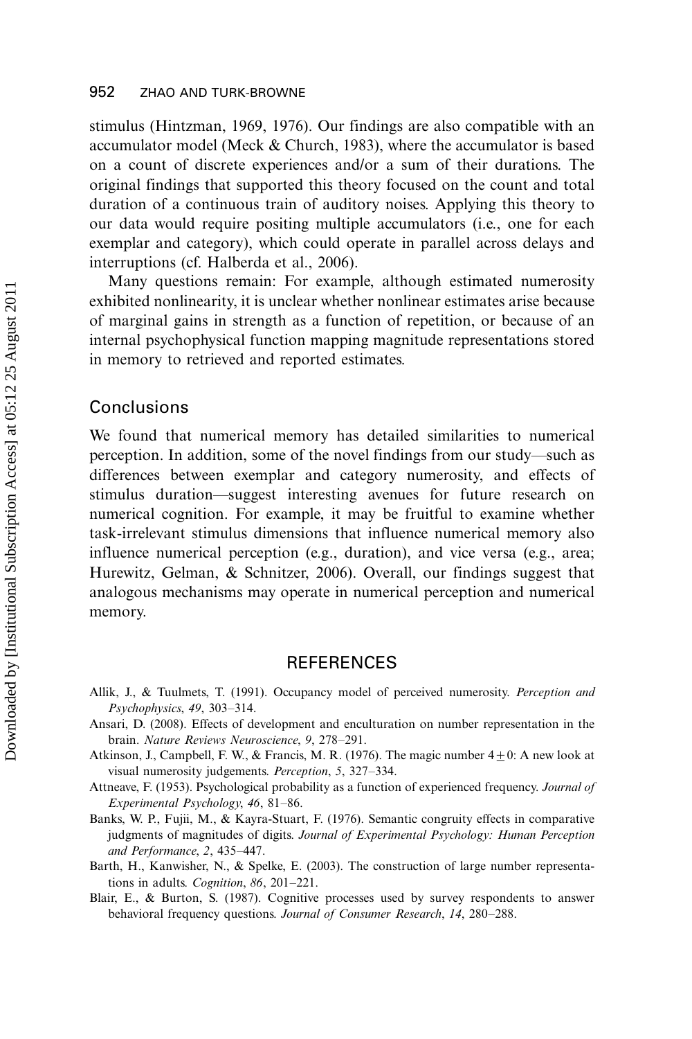stimulus (Hintzman, 1969, 1976). Our findings are also compatible with an accumulator model (Meck & Church, 1983), where the accumulator is based on a count of discrete experiences and/or a sum of their durations. The original findings that supported this theory focused on the count and total duration of a continuous train of auditory noises. Applying this theory to our data would require positing multiple accumulators (i.e., one for each exemplar and category), which could operate in parallel across delays and interruptions (cf. Halberda et al., 2006).

Many questions remain: For example, although estimated numerosity exhibited nonlinearity, it is unclear whether nonlinear estimates arise because of marginal gains in strength as a function of repetition, or because of an internal psychophysical function mapping magnitude representations stored in memory to retrieved and reported estimates.

## Conclusions

We found that numerical memory has detailed similarities to numerical perception. In addition, some of the novel findings from our study—such as differences between exemplar and category numerosity, and effects of stimulus duration—suggest interesting avenues for future research on numerical cognition. For example, it may be fruitful to examine whether task-irrelevant stimulus dimensions that influence numerical memory also influence numerical perception (e.g., duration), and vice versa (e.g., area; Hurewitz, Gelman, & Schnitzer, 2006). Overall, our findings suggest that analogous mechanisms may operate in numerical perception and numerical memory.

## REFERENCES

Allik, J., & Tuulmets, T. (1991). Occupancy model of perceived numerosity. *Perception and Psychophysics*, *49*, 303–314.

Ansari, D. (2008). Effects of development and enculturation on number representation in the brain. *Nature Reviews Neuroscience*, *9*, 278–291.

Atkinson, J., Campbell, F. W., & Francis, M. R. (1976). The magic number $4 \pm 0$: A new look at visual numerosity judgements. *Perception*, *5*, 327–334.

Attneave, F. (1953). Psychological probability as a function of experienced frequency. *Journal of Experimental Psychology*, *46*, 81–86.

Banks, W. P., Fujii, M., & Kayra-Stuart, F. (1976). Semantic congruity effects in comparative judgments of magnitudes of digits. *Journal of Experimental Psychology: Human Perception and Performance*, *2*, 435–447.

Barth, H., Kanwisher, N., & Spelke, E. (2003). The construction of large number representations in adults. *Cognition*, *86*, 201–221.

Blair, E., & Burton, S. (1987). Cognitive processes used by survey respondents to answer behavioral frequency questions. *Journal of Consumer Research*, *14*, 280–288.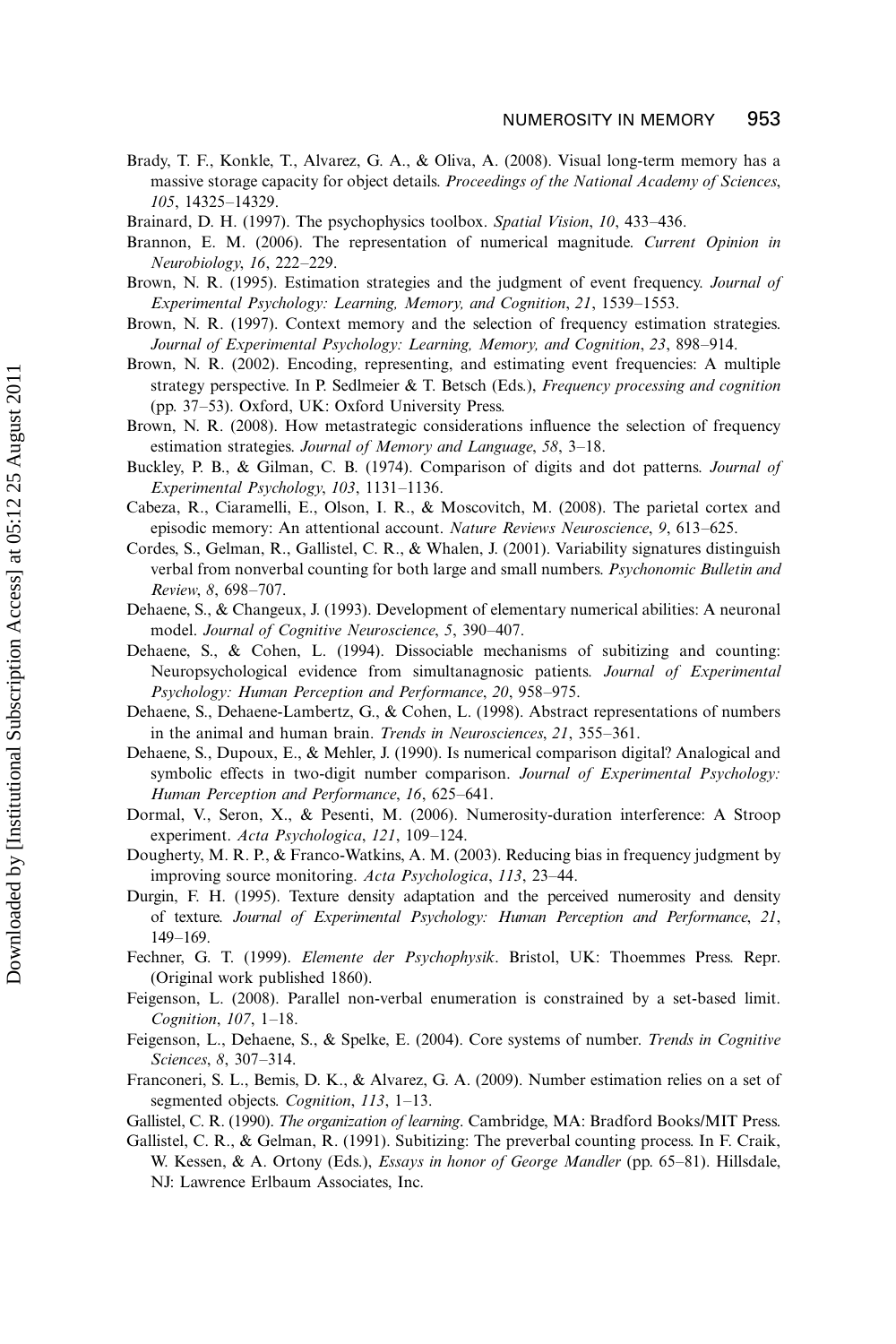Brady, T. F., Konkle, T., Alvarez, G. A., & Oliva, A. (2008). Visual long-term memory has a massive storage capacity for object details. *Proceedings of the National Academy of Sciences*, *105*, 14325–14329.

Brainard, D. H. (1997). The psychophysics toolbox. *Spatial Vision*, *10*, 433–436.

Brannon, E. M. (2006). The representation of numerical magnitude. *Current Opinion in Neurobiology*, *16*, 222–229.

Brown, N. R. (1995). Estimation strategies and the judgment of event frequency. *Journal of Experimental Psychology: Learning, Memory, and Cognition*, *21*, 1539–1553.

Brown, N. R. (1997). Context memory and the selection of frequency estimation strategies. *Journal of Experimental Psychology: Learning, Memory, and Cognition*, *23*, 898–914.

Brown, N. R. (2002). Encoding, representing, and estimating event frequencies: A multiple strategy perspective. In P. Sedlmeier & T. Betsch (Eds.), *Frequency processing and cognition* (pp. 37–53). Oxford, UK: Oxford University Press.

Brown, N. R. (2008). How metastrategic considerations influence the selection of frequency estimation strategies. *Journal of Memory and Language*, *58*, 3–18.

Buckley, P. B., & Gilman, C. B. (1974). Comparison of digits and dot patterns. *Journal of Experimental Psychology*, *103*, 1131–1136.

Cabeza, R., Ciaramelli, E., Olson, I. R., & Moscovitch, M. (2008). The parietal cortex and episodic memory: An attentional account. *Nature Reviews Neuroscience*, *9*, 613–625.

Cordes, S., Gelman, R., Gallistel, C. R., & Whalen, J. (2001). Variability signatures distinguish verbal from nonverbal counting for both large and small numbers. *Psychonomic Bulletin and Review*, *8*, 698–707.

Dehaene, S., & Changeux, J. (1993). Development of elementary numerical abilities: A neuronal model. *Journal of Cognitive Neuroscience*, *5*, 390–407.

Dehaene, S., & Cohen, L. (1994). Dissociable mechanisms of subitizing and counting: Neuropsychological evidence from simultanagnosic patients. *Journal of Experimental Psychology: Human Perception and Performance*, *20*, 958–975.

Dehaene, S., Dehaene-Lambertz, G., & Cohen, L. (1998). Abstract representations of numbers in the animal and human brain. *Trends in Neurosciences*, *21*, 355–361.

Dehaene, S., Dupoux, E., & Mehler, J. (1990). Is numerical comparison digital? Analogical and symbolic effects in two-digit number comparison. *Journal of Experimental Psychology: Human Perception and Performance*, *16*, 625–641.

Dormal, V., Seron, X., & Pesenti, M. (2006). Numerosity-duration interference: A Stroop experiment. *Acta Psychologica*, *121*, 109–124.

Dougherty, M. R. P., & Franco-Watkins, A. M. (2003). Reducing bias in frequency judgment by improving source monitoring. *Acta Psychologica*, *113*, 23–44.

Durgin, F. H. (1995). Texture density adaptation and the perceived numerosity and density of texture. *Journal of Experimental Psychology: Human Perception and Performance*, *21*, 149–169.

Fechner, G. T. (1999). *Elemente der Psychophysik*. Bristol, UK: Thoemmes Press. Repr. (Original work published 1860).

Feigenson, L. (2008). Parallel non-verbal enumeration is constrained by a set-based limit. *Cognition*, *107*, 1–18.

Feigenson, L., Dehaene, S., & Spelke, E. (2004). Core systems of number. *Trends in Cognitive Sciences*, *8*, 307–314.

Franconeri, S. L., Bemis, D. K., & Alvarez, G. A. (2009). Number estimation relies on a set of segmented objects. *Cognition*, *113*, 1–13.

Gallistel, C. R. (1990). *The organization of learning*. Cambridge, MA: Bradford Books/MIT Press.

Gallistel, C. R., & Gelman, R. (1991). Subitizing: The preverbal counting process. In F. Craik, W. Kessen, & A. Ortony (Eds.), *Essays in honor of George Mandler* (pp. 65–81). Hillsdale, NJ: Lawrence Erlbaum Associates, Inc.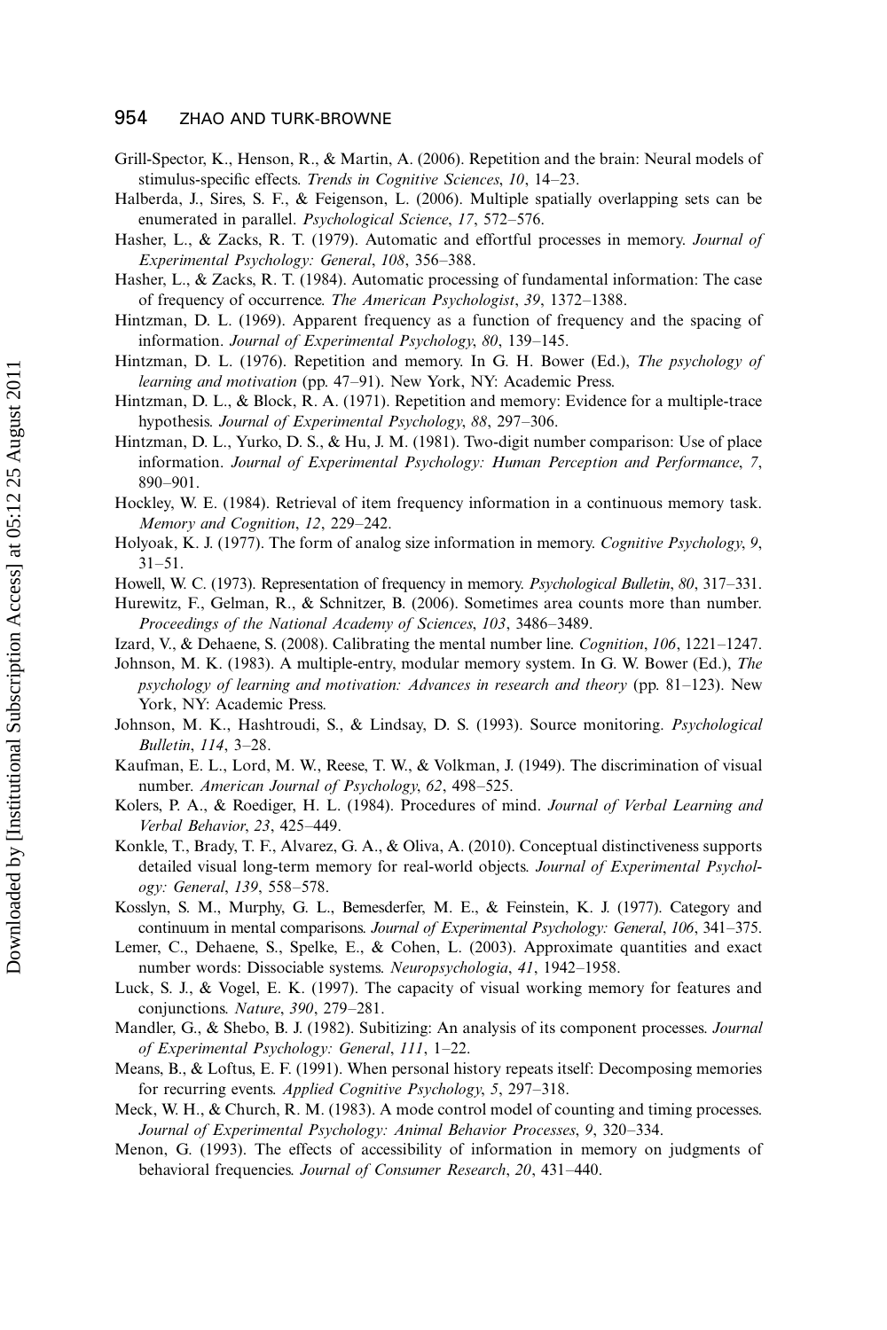Grill-Spector, K., Henson, R., & Martin, A. (2006). Repetition and the brain: Neural models of stimulus-specific effects. *Trends in Cognitive Sciences*, *10*, 14–23.

Halberda, J., Sires, S. F., & Feigenson, L. (2006). Multiple spatially overlapping sets can be enumerated in parallel. *Psychological Science*, *17*, 572–576.

Hasher, L., & Zacks, R. T. (1979). Automatic and effortful processes in memory. *Journal of Experimental Psychology: General*, *108*, 356–388.

Hasher, L., & Zacks, R. T. (1984). Automatic processing of fundamental information: The case of frequency of occurrence. *The American Psychologist*, *39*, 1372–1388.

Hintzman, D. L. (1969). Apparent frequency as a function of frequency and the spacing of information. *Journal of Experimental Psychology*, *80*, 139–145.

Hintzman, D. L. (1976). Repetition and memory. In G. H. Bower (Ed.), *The psychology of learning and motivation* (pp. 47–91). New York, NY: Academic Press.

Hintzman, D. L., & Block, R. A. (1971). Repetition and memory: Evidence for a multiple-trace hypothesis. *Journal of Experimental Psychology*, *88*, 297–306.

Hintzman, D. L., Yurko, D. S., & Hu, J. M. (1981). Two-digit number comparison: Use of place information. *Journal of Experimental Psychology: Human Perception and Performance*, *7*, 890–901.

Hockley, W. E. (1984). Retrieval of item frequency information in a continuous memory task. *Memory and Cognition*, *12*, 229–242.

Holyoak, K. J. (1977). The form of analog size information in memory. *Cognitive Psychology*, *9*, 31–51.

Howell, W. C. (1973). Representation of frequency in memory. *Psychological Bulletin*, *80*, 317–331.

Hurewitz, F., Gelman, R., & Schnitzer, B. (2006). Sometimes area counts more than number. *Proceedings of the National Academy of Sciences*, *103*, 3486–3489.

Izard, V., & Dehaene, S. (2008). Calibrating the mental number line. *Cognition*, *106*, 1221–1247.

Johnson, M. K. (1983). A multiple-entry, modular memory system. In G. W. Bower (Ed.), *The psychology of learning and motivation: Advances in research and theory* (pp. 81–123). New York, NY: Academic Press.

Johnson, M. K., Hashtroudi, S., & Lindsay, D. S. (1993). Source monitoring. *Psychological Bulletin*, *114*, 3–28.

Kaufman, E. L., Lord, M. W., Reese, T. W., & Volkman, J. (1949). The discrimination of visual number. *American Journal of Psychology*, *62*, 498–525.

Kolers, P. A., & Roediger, H. L. (1984). Procedures of mind. *Journal of Verbal Learning and Verbal Behavior*, *23*, 425–449.

Konkle, T., Brady, T. F., Alvarez, G. A., & Oliva, A. (2010). Conceptual distinctiveness supports detailed visual long-term memory for real-world objects. *Journal of Experimental Psychology: General*, *139*, 558–578.

Kosslyn, S. M., Murphy, G. L., Bemesderfer, M. E., & Feinstein, K. J. (1977). Category and continuum in mental comparisons. *Journal of Experimental Psychology: General*, *106*, 341–375.

Lemer, C., Dehaene, S., Spelke, E., & Cohen, L. (2003). Approximate quantities and exact number words: Dissociable systems. *Neuropsychologia*, *41*, 1942–1958.

Luck, S. J., & Vogel, E. K. (1997). The capacity of visual working memory for features and conjunctions. *Nature*, *390*, 279–281.

Mandler, G., & Shebo, B. J. (1982). Subitizing: An analysis of its component processes. *Journal of Experimental Psychology: General*, *111*, 1–22.

Means, B., & Loftus, E. F. (1991). When personal history repeats itself: Decomposing memories for recurring events. *Applied Cognitive Psychology*, *5*, 297–318.

Meck, W. H., & Church, R. M. (1983). A mode control model of counting and timing processes. *Journal of Experimental Psychology: Animal Behavior Processes*, *9*, 320–334.

Menon, G. (1993). The effects of accessibility of information in memory on judgments of behavioral frequencies. *Journal of Consumer Research*, *20*, 431–440.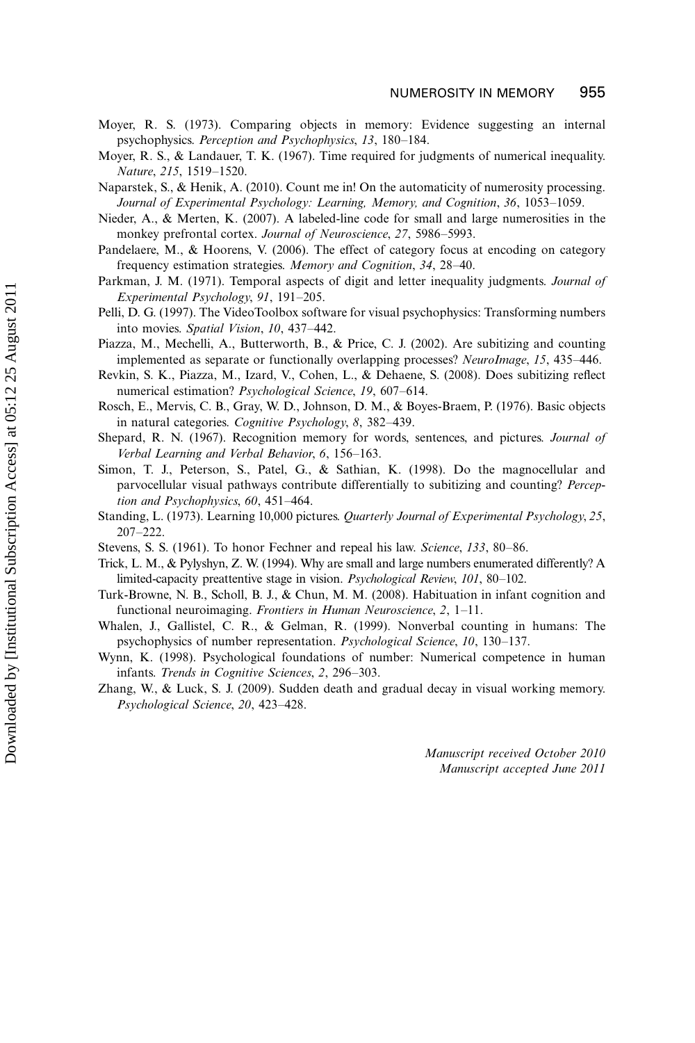Moyer, R. S. (1973). Comparing objects in memory: Evidence suggesting an internal psychophysics. *Perception and Psychophysics*, *13*, 180–184.

Moyer, R. S., & Landauer, T. K. (1967). Time required for judgments of numerical inequality. *Nature*, *215*, 1519–1520.

Naparstek, S., & Henik, A. (2010). Count me in! On the automaticity of numerosity processing. *Journal of Experimental Psychology: Learning, Memory, and Cognition*, *36*, 1053–1059.

Nieder, A., & Merten, K. (2007). A labeled-line code for small and large numerosities in the monkey prefrontal cortex. *Journal of Neuroscience*, *27*, 5986–5993.

Pandelaere, M., & Hoorens, V. (2006). The effect of category focus at encoding on category frequency estimation strategies. *Memory and Cognition*, *34*, 28–40.

Parkman, J. M. (1971). Temporal aspects of digit and letter inequality judgments. *Journal of Experimental Psychology*, *91*, 191–205.

Pelli, D. G. (1997). The VideoToolbox software for visual psychophysics: Transforming numbers into movies. *Spatial Vision*, *10*, 437–442.

Piazza, M., Mechelli, A., Butterworth, B., & Price, C. J. (2002). Are subitizing and counting implemented as separate or functionally overlapping processes? *NeuroImage*, *15*, 435–446.

Revkin, S. K., Piazza, M., Izard, V., Cohen, L., & Dehaene, S. (2008). Does subitizing reflect numerical estimation? *Psychological Science*, *19*, 607–614.

Rosch, E., Mervis, C. B., Gray, W. D., Johnson, D. M., & Boyes-Braem, P. (1976). Basic objects in natural categories. *Cognitive Psychology*, *8*, 382–439.

Shepard, R. N. (1967). Recognition memory for words, sentences, and pictures. *Journal of Verbal Learning and Verbal Behavior*, *6*, 156–163.

Simon, T. J., Peterson, S., Patel, G., & Sathian, K. (1998). Do the magnocellular and parvocellular visual pathways contribute differentially to subitizing and counting? *Perception and Psychophysics*, *60*, 451–464.

Standing, L. (1973). Learning 10,000 pictures. *Quarterly Journal of Experimental Psychology*, *25*, 207–222.

Stevens, S. S. (1961). To honor Fechner and repeal his law. *Science*, *133*, 80–86.

Trick, L. M., & Pylyshyn, Z. W. (1994). Why are small and large numbers enumerated differently? A limited-capacity preattentive stage in vision. *Psychological Review*, *101*, 80–102.

Turk-Browne, N. B., Scholl, B. J., & Chun, M. M. (2008). Habituation in infant cognition and functional neuroimaging. *Frontiers in Human Neuroscience*, *2*, 1–11.

Whalen, J., Gallistel, C. R., & Gelman, R. (1999). Nonverbal counting in humans: The psychophysics of number representation. *Psychological Science*, *10*, 130–137.

Wynn, K. (1998). Psychological foundations of number: Numerical competence in human infants. *Trends in Cognitive Sciences*, *2*, 296–303.

Zhang, W., & Luck, S. J. (2009). Sudden death and gradual decay in visual working memory. *Psychological Science*, *20*, 423–428.

*Manuscript received October 2010*
*Manuscript accepted June 2011*